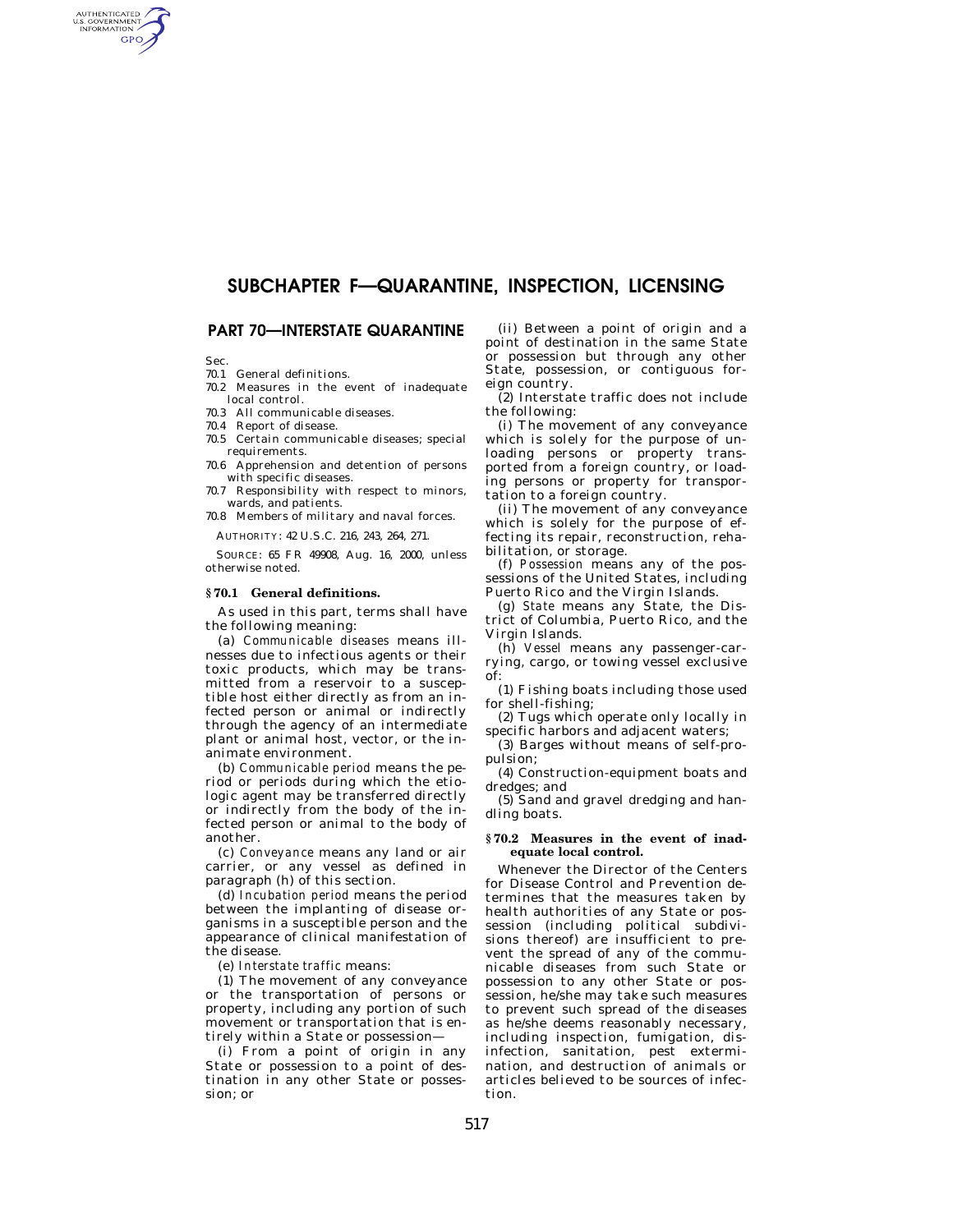# SUBCHAPTER F—QUARANTINE, INSPECTION, LICENSING

## PART 70—INTERSTATE QUARANTINE

Sec.
- 70.1 General definitions.
- 70.2 Measures in the event of inadequate local control.
- 70.3 All communicable diseases.
- 70.4 Report of disease.
- 70.5 Certain communicable diseases; special requirements.
- 70.6 Apprehension and detention of persons with specific diseases.
- 70.7 Responsibility with respect to minors, wards, and patients.
- 70.8 Members of military and naval forces.

AUTHORITY: 42 U.S.C. 216, 243, 264, 271.

SOURCE: 65 FR 49908, Aug. 16, 2000, unless otherwise noted.

### § 70.1 General definitions.

As used in this part, terms shall have the following meaning:

(a) *Communicable diseases* means illnesses due to infectious agents or their toxic products, which may be transmitted from a reservoir to a susceptible host either directly as from an infected person or animal or indirectly through the agency of an intermediate plant or animal host, vector, or the inanimate environment.

(b) *Communicable period* means the period or periods during which the etiologic agent may be transferred directly or indirectly from the body of the infected person or animal to the body of another.

(c) *Conveyance* means any land or air carrier, or any vessel as defined in paragraph (h) of this section.

(d) *Incubation period* means the period between the implanting of disease organisms in a susceptible person and the appearance of clinical manifestation of the disease.

(e) *Interstate traffic* means:

(1) The movement of any conveyance or the transportation of persons or property, including any portion of such movement or transportation that is entirely within a State or possession—

(i) From a point of origin in any State or possession to a point of destination in any other State or possession; or

(ii) Between a point of origin and a point of destination in the same State or possession but through any other State, possession, or contiguous foreign country.

(2) Interstate traffic does not include the following:

(i) The movement of any conveyance which is solely for the purpose of unloading persons or property transported from a foreign country, or loading persons or property for transportation to a foreign country.

(ii) The movement of any conveyance which is solely for the purpose of effecting its repair, reconstruction, rehabilitation, or storage.

(f) *Possession* means any of the possessions of the United States, including Puerto Rico and the Virgin Islands.

(g) *State* means any State, the District of Columbia, Puerto Rico, and the Virgin Islands.

(h) *Vessel* means any passenger-carrying, cargo, or towing vessel exclusive of:

(1) Fishing boats including those used for shell-fishing;

(2) Tugs which operate only locally in specific harbors and adjacent waters;

(3) Barges without means of self-propulsion;

(4) Construction-equipment boats and dredges; and

(5) Sand and gravel dredging and handling boats.

### § 70.2 Measures in the event of inadequate local control.

Whenever the Director of the Centers for Disease Control and Prevention determines that the measures taken by health authorities of any State or possession (including political subdivisions thereof) are insufficient to prevent the spread of any of the communicable diseases from such State or possession to any other State or possession, he/she may take such measures to prevent such spread of the diseases as he/she deems reasonably necessary, including inspection, fumigation, disinfection, sanitation, pest extermination, and destruction of animals or articles believed to be sources of infection.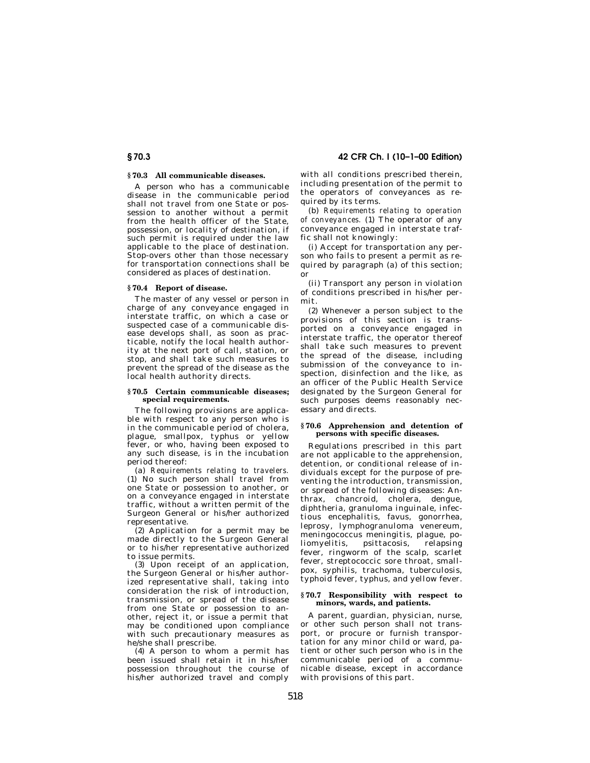### § 70.3 All communicable diseases.

A person who has a communicable disease in the communicable period shall not travel from one State or possession to another without a permit from the health officer of the State, possession, or locality of destination, if such permit is required under the law applicable to the place of destination. Stop-overs other than those necessary for transportation connections shall be considered as places of destination.

### § 70.4 Report of disease.

The master of any vessel or person in charge of any conveyance engaged in interstate traffic, on which a case or suspected case of a communicable disease develops shall, as soon as practicable, notify the local health authority at the next port of call, station, or stop, and shall take such measures to prevent the spread of the disease as the local health authority directs.

### § 70.5 Certain communicable diseases; special requirements.

The following provisions are applicable with respect to any person who is in the communicable period of cholera, plague, smallpox, typhus or yellow fever, or who, having been exposed to any such disease, is in the incubation period thereof:

(a) *Requirements relating to travelers.* (1) No such person shall travel from one State or possession to another, or on a conveyance engaged in interstate traffic, without a written permit of the Surgeon General or his/her authorized representative.

(2) Application for a permit may be made directly to the Surgeon General or to his/her representative authorized to issue permits.

(3) Upon receipt of an application, the Surgeon General or his/her authorized representative shall, taking into consideration the risk of introduction, transmission, or spread of the disease from one State or possession to another, reject it, or issue a permit that may be conditioned upon compliance with such precautionary measures as he/she shall prescribe.

(4) A person to whom a permit has been issued shall retain it in his/her possession throughout the course of his/her authorized travel and comply with all conditions prescribed therein, including presentation of the permit to the operators of conveyances as required by its terms.

(b) *Requirements relating to operation of conveyances.* (1) The operator of any conveyance engaged in interstate traffic shall not knowingly:

(i) Accept for transportation any person who fails to present a permit as required by paragraph (a) of this section; or

(ii) Transport any person in violation of conditions prescribed in his/her permit.

(2) Whenever a person subject to the provisions of this section is transported on a conveyance engaged in interstate traffic, the operator thereof shall take such measures to prevent the spread of the disease, including submission of the conveyance to inspection, disinfection and the like, as an officer of the Public Health Service designated by the Surgeon General for such purposes deems reasonably necessary and directs.

### § 70.6 Apprehension and detention of persons with specific diseases.

Regulations prescribed in this part are not applicable to the apprehension, detention, or conditional release of individuals except for the purpose of preventing the introduction, transmission, or spread of the following diseases: Anthrax, chancroid, cholera, dengue, diphtheria, granuloma inguinale, infectious encephalitis, favus, gonorrhea, leprosy, lymphogranuloma venereum, meningococcus meningitis, plague, poliomyelitis, psittacosis, relapsing fever, ringworm of the scalp, scarlet fever, streptococcic sore throat, smallpox, syphilis, trachoma, tuberculosis, typhoid fever, typhus, and yellow fever.

### § 70.7 Responsibility with respect to minors, wards, and patients.

A parent, guardian, physician, nurse, or other such person shall not transport, or procure or furnish transportation for any minor child or ward, patient or other such person who is in the communicable period of a communicable disease, except in accordance with provisions of this part.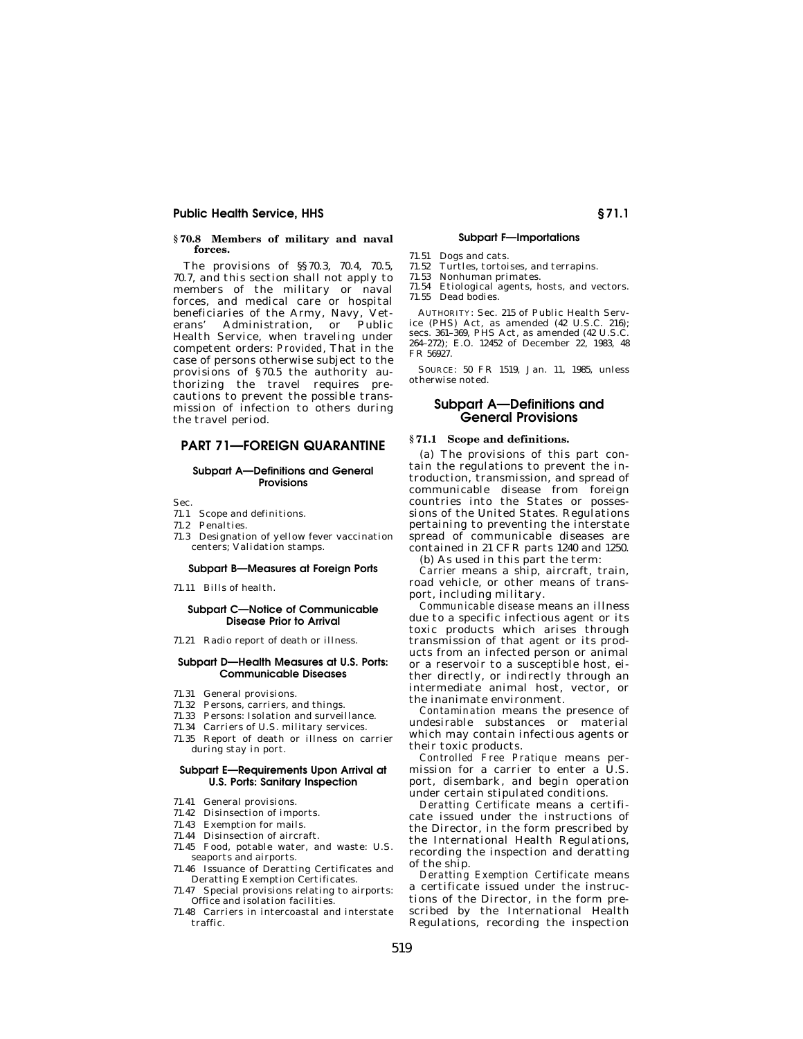### § 70.8 Members of military and naval forces.

The provisions of §§ 70.3, 70.4, 70.5, 70.7, and this section shall not apply to members of the military or naval forces, and medical care or hospital beneficiaries of the Army, Navy, Veterans' Administration, or Public Health Service, when traveling under competent orders: *Provided,* That in the case of persons otherwise subject to the provisions of § 70.5 the authority authorizing the travel requires precautions to prevent the possible transmission of infection to others during the travel period.

# PART 71—FOREIGN QUARANTINE

#### Subpart A—Definitions and General Provisions

Sec.

71.1 Scope and definitions.

71.2 Penalties.

71.3 Designation of yellow fever vaccination centers; Validation stamps.

#### Subpart B—Measures at Foreign Ports

71.11 Bills of health.

#### Subpart C—Notice of Communicable Disease Prior to Arrival

71.21 Radio report of death or illness.

#### Subpart D—Health Measures at U.S. Ports: Communicable Diseases

71.31 General provisions.

71.32 Persons, carriers, and things.

71.33 Persons: Isolation and surveillance.

71.34 Carriers of U.S. military services.

71.35 Report of death or illness on carrier during stay in port.

#### Subpart E—Requirements Upon Arrival at U.S. Ports: Sanitary Inspection

71.41 General provisions.

71.42 Disinsection of imports.

71.43 Exemption for mails.

71.44 Disinsection of aircraft.

71.45 Food, potable water, and waste: U.S. seaports and airports.

71.46 Issuance of Deratting Certificates and Deratting Exemption Certificates.

71.47 Special provisions relating to airports: Office and isolation facilities.

71.48 Carriers in intercoastal and interstate traffic.

#### Subpart F—Importations

71.51 Dogs and cats.

71.52 Turtles, tortoises, and terrapins.

71.53 Nonhuman primates.

71.54 Etiological agents, hosts, and vectors.

71.55 Dead bodies.

AUTHORITY: Sec. 215 of Public Health Service (PHS) Act, as amended (42 U.S.C. 216); secs. 361–369, PHS Act, as amended (42 U.S.C. 264–272); E.O. 12452 of December 22, 1983, 48 FR 56927.

SOURCE: 50 FR 1519, Jan. 11, 1985, unless otherwise noted.

## Subpart A—Definitions and General Provisions

### § 71.1 Scope and definitions.

(a) The provisions of this part contain the regulations to prevent the introduction, transmission, and spread of communicable disease from foreign countries into the States or possessions of the United States. Regulations pertaining to preventing the interstate spread of communicable diseases are contained in 21 CFR parts 1240 and 1250.

(b) As used in this part the term:

*Carrier* means a ship, aircraft, train, road vehicle, or other means of transport, including military.

*Communicable disease* means an illness due to a specific infectious agent or its toxic products which arises through transmission of that agent or its products from an infected person or animal or a reservoir to a susceptible host, either directly, or indirectly through an intermediate animal host, vector, or the inanimate environment.

*Contamination* means the presence of undesirable substances or material which may contain infectious agents or their toxic products.

*Controlled Free Pratique* means permission for a carrier to enter a U.S. port, disembark, and begin operation under certain stipulated conditions.

*Deratting Certificate* means a certificate issued under the instructions of the Director, in the form prescribed by the International Health Regulations, recording the inspection and deratting of the ship.

*Deratting Exemption Certificate* means a certificate issued under the instructions of the Director, in the form prescribed by the International Health Regulations, recording the inspection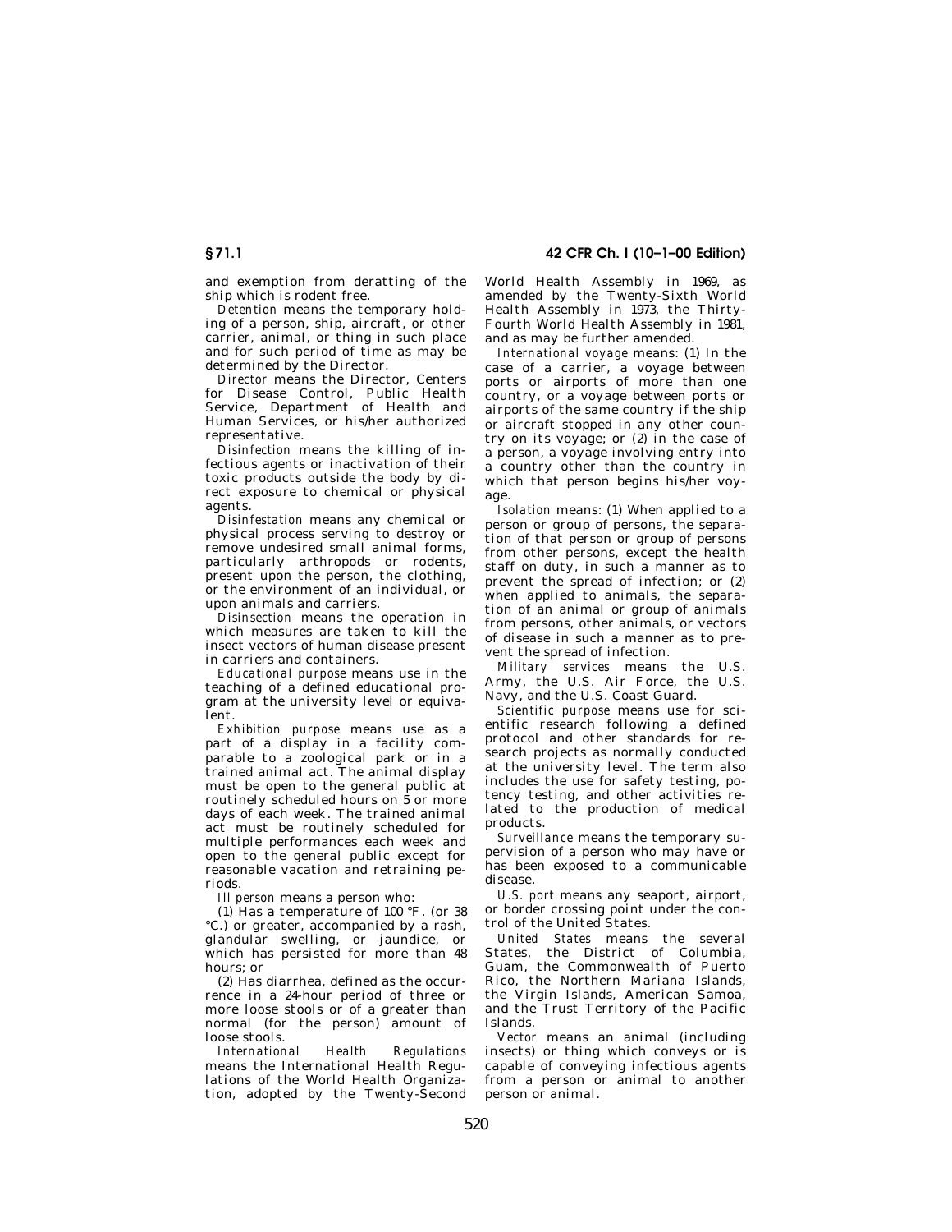and exemption from deratting of the ship which is rodent free.

*Detention* means the temporary holding of a person, ship, aircraft, or other carrier, animal, or thing in such place and for such period of time as may be determined by the Director.

*Director* means the Director, Centers for Disease Control, Public Health Service, Department of Health and Human Services, or his/her authorized representative.

*Disinfection* means the killing of infectious agents or inactivation of their toxic products outside the body by direct exposure to chemical or physical agents.

*Disinfestation* means any chemical or physical process serving to destroy or remove undesired small animal forms, particularly arthropods or rodents, present upon the person, the clothing, or the environment of an individual, or upon animals and carriers.

*Disinsection* means the operation in which measures are taken to kill the insect vectors of human disease present in carriers and containers.

*Educational purpose* means use in the teaching of a defined educational program at the university level or equivalent.

*Exhibition purpose* means use as a part of a display in a facility comparable to a zoological park or in a trained animal act. The animal display must be open to the general public at routinely scheduled hours on 5 or more days of each week. The trained animal act must be routinely scheduled for multiple performances each week and open to the general public except for reasonable vacation and retraining periods.

*Ill person* means a person who:

(1) Has a temperature of 100 °F. (or 38 °C.) or greater, accompanied by a rash, glandular swelling, or jaundice, or which has persisted for more than 48 hours; or

(2) Has diarrhea, defined as the occurrence in a 24-hour period of three or more loose stools or of a greater than normal (for the person) amount of loose stools.

*International Health Regulations* means the International Health Regulations of the World Health Organization, adopted by the Twenty-Second World Health Assembly in 1969, as amended by the Twenty-Sixth World Health Assembly in 1973, the Thirty-Fourth World Health Assembly in 1981, and as may be further amended.

*International voyage* means: (1) In the case of a carrier, a voyage between ports or airports of more than one country, or a voyage between ports or airports of the same country if the ship or aircraft stopped in any other country on its voyage; or (2) in the case of a person, a voyage involving entry into a country other than the country in which that person begins his/her voyage.

*Isolation* means: (1) When applied to a person or group of persons, the separation of that person or group of persons from other persons, except the health staff on duty, in such a manner as to prevent the spread of infection; or (2) when applied to animals, the separation of an animal or group of animals from persons, other animals, or vectors of disease in such a manner as to prevent the spread of infection.

*Military services* means the U.S. Army, the U.S. Air Force, the U.S. Navy, and the U.S. Coast Guard.

*Scientific purpose* means use for scientific research following a defined protocol and other standards for research projects as normally conducted at the university level. The term also includes the use for safety testing, potency testing, and other activities related to the production of medical products.

*Surveillance* means the temporary supervision of a person who may have or has been exposed to a communicable disease.

*U.S. port* means any seaport, airport, or border crossing point under the control of the United States.

*United States* means the several States, the District of Columbia, Guam, the Commonwealth of Puerto Rico, the Northern Mariana Islands, the Virgin Islands, American Samoa, and the Trust Territory of the Pacific Islands.

*Vector* means an animal (including insects) or thing which conveys or is capable of conveying infectious agents from a person or animal to another person or animal.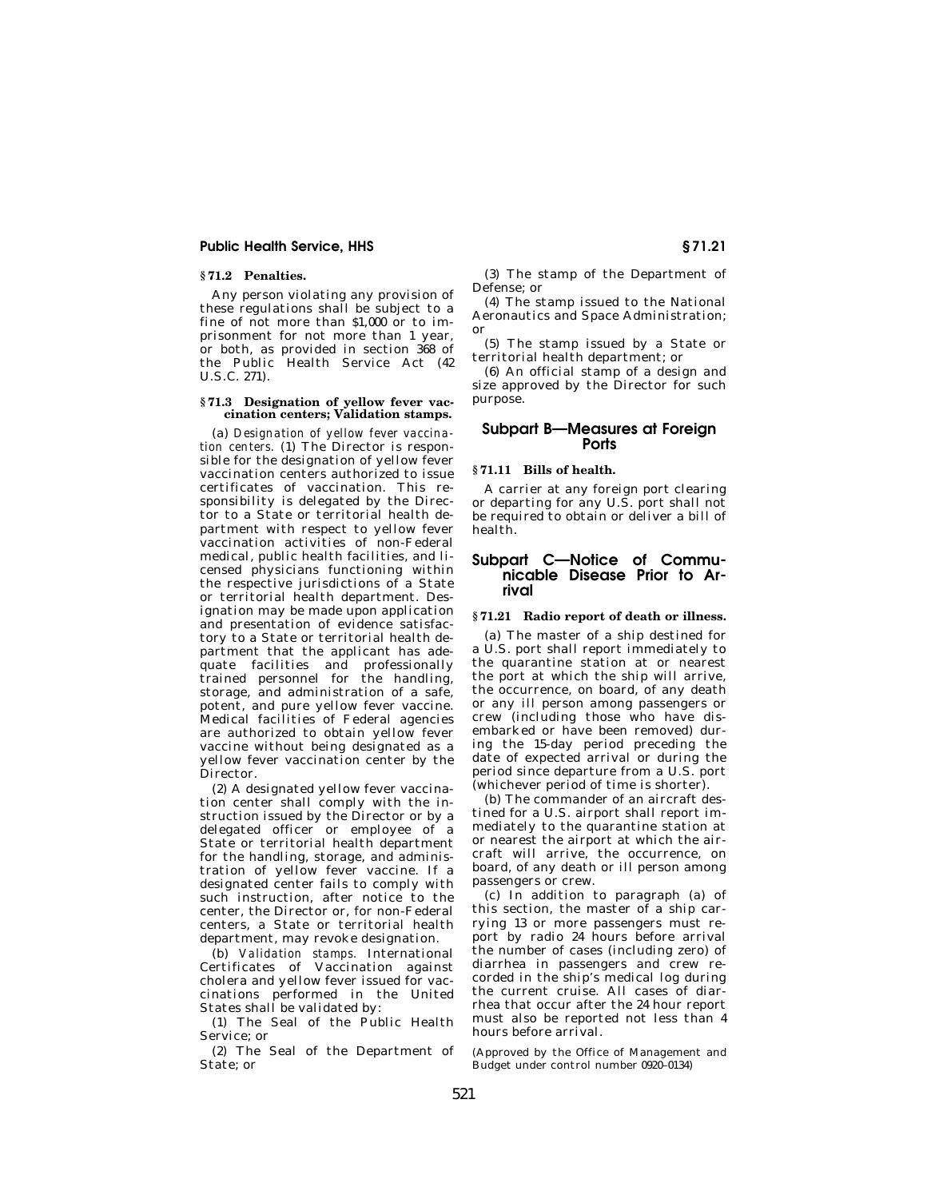**§ 71.2 Penalties.**

Any person violating any provision of these regulations shall be subject to a fine of not more than $1,000 or to imprisonment for not more than 1 year, or both, as provided in section 368 of the Public Health Service Act (42 U.S.C. 271).

**§ 71.3 Designation of yellow fever vaccination centers; Validation stamps.**

(a) *Designation of yellow fever vaccination centers.* (1) The Director is responsible for the designation of yellow fever vaccination centers authorized to issue certificates of vaccination. This responsibility is delegated by the Director to a State or territorial health department with respect to yellow fever vaccination activities of non-Federal medical, public health facilities, and licensed physicians functioning within the respective jurisdictions of a State or territorial health department. Designation may be made upon application and presentation of evidence satisfactory to a State or territorial health department that the applicant has adequate facilities and professionally trained personnel for the handling, storage, and administration of a safe, potent, and pure yellow fever vaccine. Medical facilities of Federal agencies are authorized to obtain yellow fever vaccine without being designated as a yellow fever vaccination center by the Director.

(2) A designated yellow fever vaccination center shall comply with the instruction issued by the Director or by a delegated officer or employee of a State or territorial health department for the handling, storage, and administration of yellow fever vaccine. If a designated center fails to comply with such instruction, after notice to the center, the Director or, for non-Federal centers, a State or territorial health department, may revoke designation.

(b) *Validation stamps.* International Certificates of Vaccination against cholera and yellow fever issued for vaccinations performed in the United States shall be validated by:

(1) The Seal of the Public Health Service; or

(2) The Seal of the Department of State; or

(3) The stamp of the Department of Defense; or

(4) The stamp issued to the National Aeronautics and Space Administration; or

(5) The stamp issued by a State or territorial health department; or

(6) An official stamp of a design and size approved by the Director for such purpose.

## Subpart B—Measures at Foreign Ports

**§ 71.11 Bills of health.**

A carrier at any foreign port clearing or departing for any U.S. port shall not be required to obtain or deliver a bill of health.

## Subpart C—Notice of Communicable Disease Prior to Arrival

**§ 71.21 Radio report of death or illness.**

(a) The master of a ship destined for a U.S. port shall report immediately to the quarantine station at or nearest the port at which the ship will arrive, the occurrence, on board, of any death or any ill person among passengers or crew (including those who have disembarked or have been removed) during the 15-day period preceding the date of expected arrival or during the period since departure from a U.S. port (whichever period of time is shorter).

(b) The commander of an aircraft destined for a U.S. airport shall report immediately to the quarantine station at or nearest the airport at which the aircraft will arrive, the occurrence, on board, of any death or ill person among passengers or crew.

(c) In addition to paragraph (a) of this section, the master of a ship carrying 13 or more passengers must report by radio 24 hours before arrival the number of cases (including zero) of diarrhea in passengers and crew recorded in the ship's medical log during the current cruise. All cases of diarrhea that occur after the 24 hour report must also be reported not less than 4 hours before arrival.

(Approved by the Office of Management and Budget under control number 0920–0134)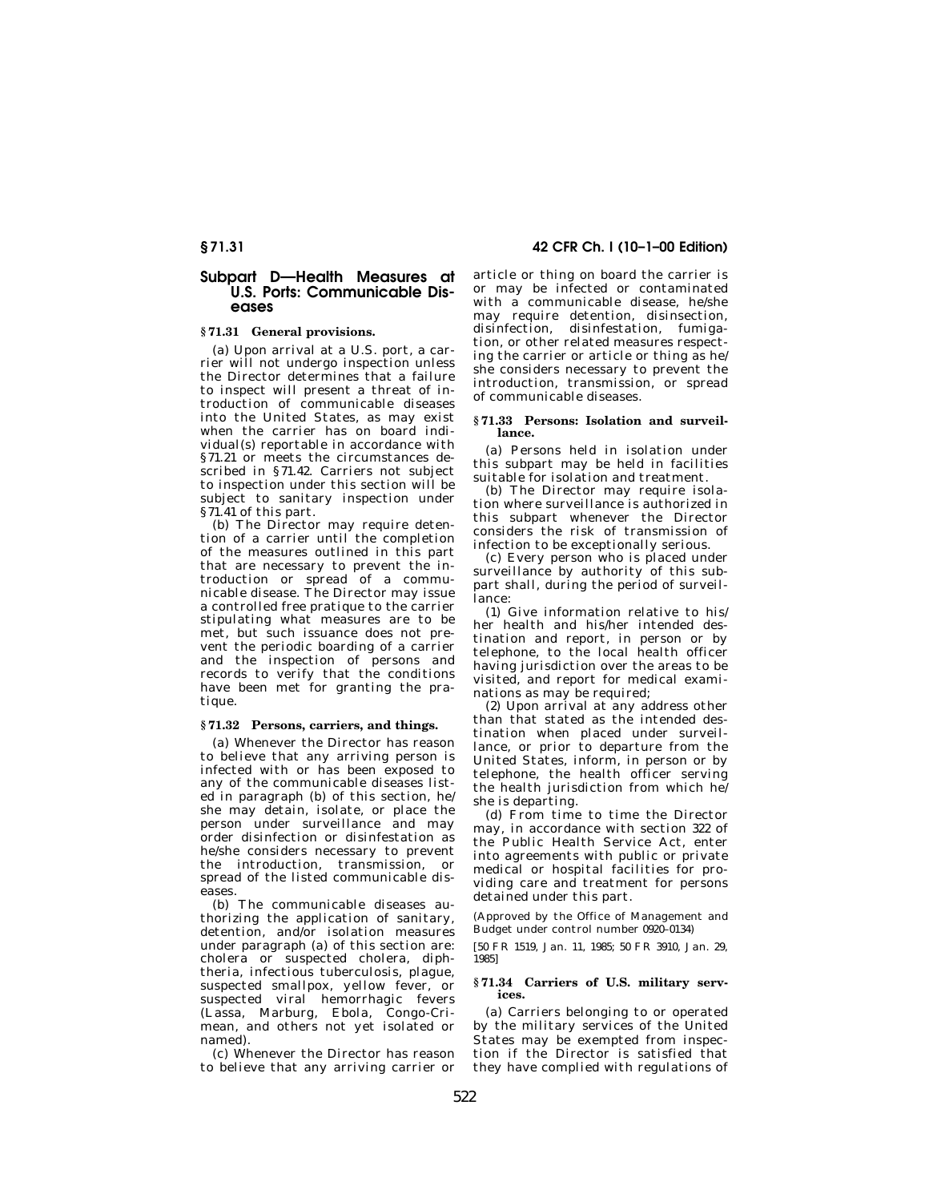## Subpart D—Health Measures at U.S. Ports: Communicable Diseases

### § 71.31 General provisions.

(a) Upon arrival at a U.S. port, a carrier will not undergo inspection unless the Director determines that a failure to inspect will present a threat of introduction of communicable diseases into the United States, as may exist when the carrier has on board individual(s) reportable in accordance with § 71.21 or meets the circumstances described in § 71.42. Carriers not subject to inspection under this section will be subject to sanitary inspection under § 71.41 of this part.

(b) The Director may require detention of a carrier until the completion of the measures outlined in this part that are necessary to prevent the introduction or spread of a communicable disease. The Director may issue a controlled free pratique to the carrier stipulating what measures are to be met, but such issuance does not prevent the periodic boarding of a carrier and the inspection of persons and records to verify that the conditions have been met for granting the pratique.

### § 71.32 Persons, carriers, and things.

(a) Whenever the Director has reason to believe that any arriving person is infected with or has been exposed to any of the communicable diseases listed in paragraph (b) of this section, he/she may detain, isolate, or place the person under surveillance and may order disinfection or disinfestation as he/she considers necessary to prevent the introduction, transmission, or spread of the listed communicable diseases.

(b) The communicable diseases authorizing the application of sanitary, detention, and/or isolation measures under paragraph (a) of this section are: cholera or suspected cholera, diphtheria, infectious tuberculosis, plague, suspected smallpox, yellow fever, or suspected viral hemorrhagic fevers (Lassa, Marburg, Ebola, Congo-Crimean, and others not yet isolated or named).

(c) Whenever the Director has reason to believe that any arriving carrier or article or thing on board the carrier is or may be infected or contaminated with a communicable disease, he/she may require detention, disinsection, disinfection, disinfestation, fumigation, or other related measures respecting the carrier or article or thing as he/she considers necessary to prevent the introduction, transmission, or spread of communicable diseases.

### § 71.33 Persons: Isolation and surveillance.

(a) Persons held in isolation under this subpart may be held in facilities suitable for isolation and treatment.

(b) The Director may require isolation where surveillance is authorized in this subpart whenever the Director considers the risk of transmission of infection to be exceptionally serious.

(c) Every person who is placed under surveillance by authority of this subpart shall, during the period of surveillance:

(1) Give information relative to his/her health and his/her intended destination and report, in person or by telephone, to the local health officer having jurisdiction over the areas to be visited, and report for medical examinations as may be required;

(2) Upon arrival at any address other than that stated as the intended destination when placed under surveillance, or prior to departure from the United States, inform, in person or by telephone, the health officer serving the health jurisdiction from which he/she is departing.

(d) From time to time the Director may, in accordance with section 322 of the Public Health Service Act, enter into agreements with public or private medical or hospital facilities for providing care and treatment for persons detained under this part.

(Approved by the Office of Management and Budget under control number 0920–0134)

[50 FR 1519, Jan. 11, 1985; 50 FR 3910, Jan. 29, 1985]

### § 71.34 Carriers of U.S. military services.

(a) Carriers belonging to or operated by the military services of the United States may be exempted from inspection if the Director is satisfied that they have complied with regulations of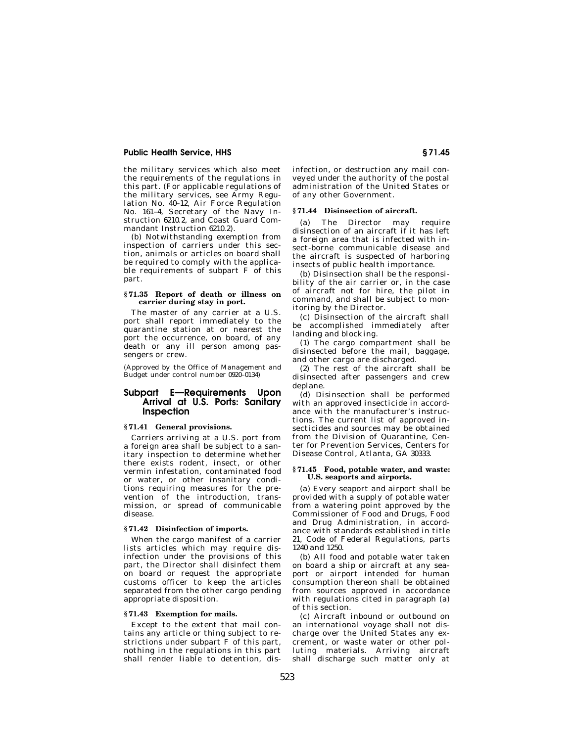the military services which also meet the requirements of the regulations in this part. (For applicable regulations of the military services, see Army Regulation No. 40–12, Air Force Regulation No. 161–4, Secretary of the Navy Instruction 6210.2, and Coast Guard Commandant Instruction 6210.2).

(b) Notwithstanding exemption from inspection of carriers under this section, animals or articles on board shall be required to comply with the applicable requirements of subpart F of this part.

### § 71.35 Report of death or illness on carrier during stay in port.

The master of any carrier at a U.S. port shall report immediately to the quarantine station at or nearest the port the occurrence, on board, of any death or any ill person among passengers or crew.

(Approved by the Office of Management and Budget under control number 0920–0134)

## Subpart E—Requirements Upon Arrival at U.S. Ports: Sanitary Inspection

### § 71.41 General provisions.

Carriers arriving at a U.S. port from a foreign area shall be subject to a sanitary inspection to determine whether there exists rodent, insect, or other vermin infestation, contaminated food or water, or other insanitary conditions requiring measures for the prevention of the introduction, transmission, or spread of communicable disease.

### § 71.42 Disinfection of imports.

When the cargo manifest of a carrier lists articles which may require disinfection under the provisions of this part, the Director shall disinfect them on board or request the appropriate customs officer to keep the articles separated from the other cargo pending appropriate disposition.

### § 71.43 Exemption for mails.

Except to the extent that mail contains any article or thing subject to restrictions under subpart F of this part, nothing in the regulations in this part shall render liable to detention, disinfection, or destruction any mail conveyed under the authority of the postal administration of the United States or of any other Government.

### § 71.44 Disinsection of aircraft.

(a) The Director may require disinsection of an aircraft if it has left a foreign area that is infected with insect-borne communicable disease and the aircraft is suspected of harboring insects of public health importance.

(b) Disinsection shall be the responsibility of the air carrier or, in the case of aircraft not for hire, the pilot in command, and shall be subject to monitoring by the Director.

(c) Disinsection of the aircraft shall be accomplished immediately after landing and blocking.

(1) The cargo compartment shall be disinsected before the mail, baggage, and other cargo are discharged.

(2) The rest of the aircraft shall be disinsected after passengers and crew deplane.

(d) Disinsection shall be performed with an approved insecticide in accordance with the manufacturer's instructions. The current list of approved insecticides and sources may be obtained from the Division of Quarantine, Center for Prevention Services, Centers for Disease Control, Atlanta, GA 30333.

### § 71.45 Food, potable water, and waste: U.S. seaports and airports.

(a) Every seaport and airport shall be provided with a supply of potable water from a watering point approved by the Commissioner of Food and Drugs, Food and Drug Administration, in accordance with standards established in title 21, Code of Federal Regulations, parts 1240 and 1250.

(b) All food and potable water taken on board a ship or aircraft at any seaport or airport intended for human consumption thereon shall be obtained from sources approved in accordance with regulations cited in paragraph (a) of this section.

(c) Aircraft inbound or outbound on an international voyage shall not discharge over the United States any excrement, or waste water or other polluting materials. Arriving aircraft shall discharge such matter only at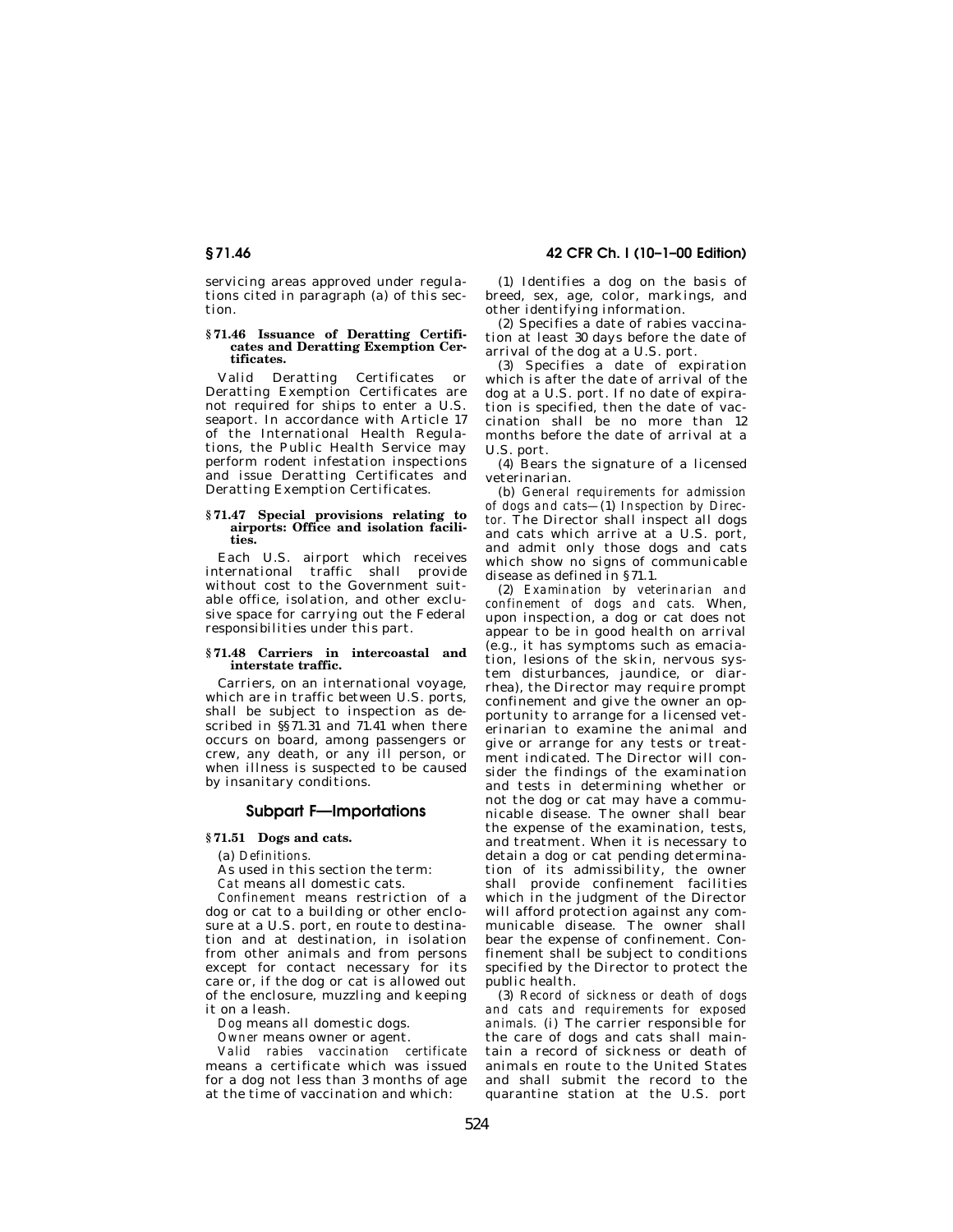servicing areas approved under regulations cited in paragraph (a) of this section.

### § 71.46 Issuance of Deratting Certificates and Deratting Exemption Certificates.

Valid Deratting Certificates or Deratting Exemption Certificates are not required for ships to enter a U.S. seaport. In accordance with Article 17 of the International Health Regulations, the Public Health Service may perform rodent infestation inspections and issue Deratting Certificates and Deratting Exemption Certificates.

### § 71.47 Special provisions relating to airports: Office and isolation facilities.

Each U.S. airport which receives international traffic shall provide without cost to the Government suitable office, isolation, and other exclusive space for carrying out the Federal responsibilities under this part.

### § 71.48 Carriers in intercoastal and interstate traffic.

Carriers, on an international voyage, which are in traffic between U.S. ports, shall be subject to inspection as described in §§ 71.31 and 71.41 when there occurs on board, among passengers or crew, any death, or any ill person, or when illness is suspected to be caused by insanitary conditions.

## Subpart F—Importations

### § 71.51 Dogs and cats.

(a) *Definitions.*

As used in this section the term:

*Cat* means all domestic cats.

*Confinement* means restriction of a dog or cat to a building or other enclosure at a U.S. port, en route to destination and at destination, in isolation from other animals and from persons except for contact necessary for its care or, if the dog or cat is allowed out of the enclosure, muzzling and keeping it on a leash.

*Dog* means all domestic dogs.

*Owner* means owner or agent.

*Valid rabies vaccination certificate* means a certificate which was issued for a dog not less than 3 months of age at the time of vaccination and which:

(1) Identifies a dog on the basis of breed, sex, age, color, markings, and other identifying information.

(2) Specifies a date of rabies vaccination at least 30 days before the date of arrival of the dog at a U.S. port.

(3) Specifies a date of expiration which is after the date of arrival of the dog at a U.S. port. If no date of expiration is specified, then the date of vaccination shall be no more than 12 months before the date of arrival at a U.S. port.

(4) Bears the signature of a licensed veterinarian.

(b) *General requirements for admission of dogs and cats*—(1) *Inspection by Director.* The Director shall inspect all dogs and cats which arrive at a U.S. port, and admit only those dogs and cats which show no signs of communicable disease as defined in § 71.1.

(2) *Examination by veterinarian and confinement of dogs and cats.* When, upon inspection, a dog or cat does not appear to be in good health on arrival (e.g., it has symptoms such as emaciation, lesions of the skin, nervous system disturbances, jaundice, or diarrhea), the Director may require prompt confinement and give the owner an opportunity to arrange for a licensed veterinarian to examine the animal and give or arrange for any tests or treatment indicated. The Director will consider the findings of the examination and tests in determining whether or not the dog or cat may have a communicable disease. The owner shall bear the expense of the examination, tests, and treatment. When it is necessary to detain a dog or cat pending determination of its admissibility, the owner shall provide confinement facilities which in the judgment of the Director will afford protection against any communicable disease. The owner shall bear the expense of confinement. Confinement shall be subject to conditions specified by the Director to protect the public health.

(3) *Record of sickness or death of dogs and cats and requirements for exposed animals.* (i) The carrier responsible for the care of dogs and cats shall maintain a record of sickness or death of animals en route to the United States and shall submit the record to the quarantine station at the U.S. port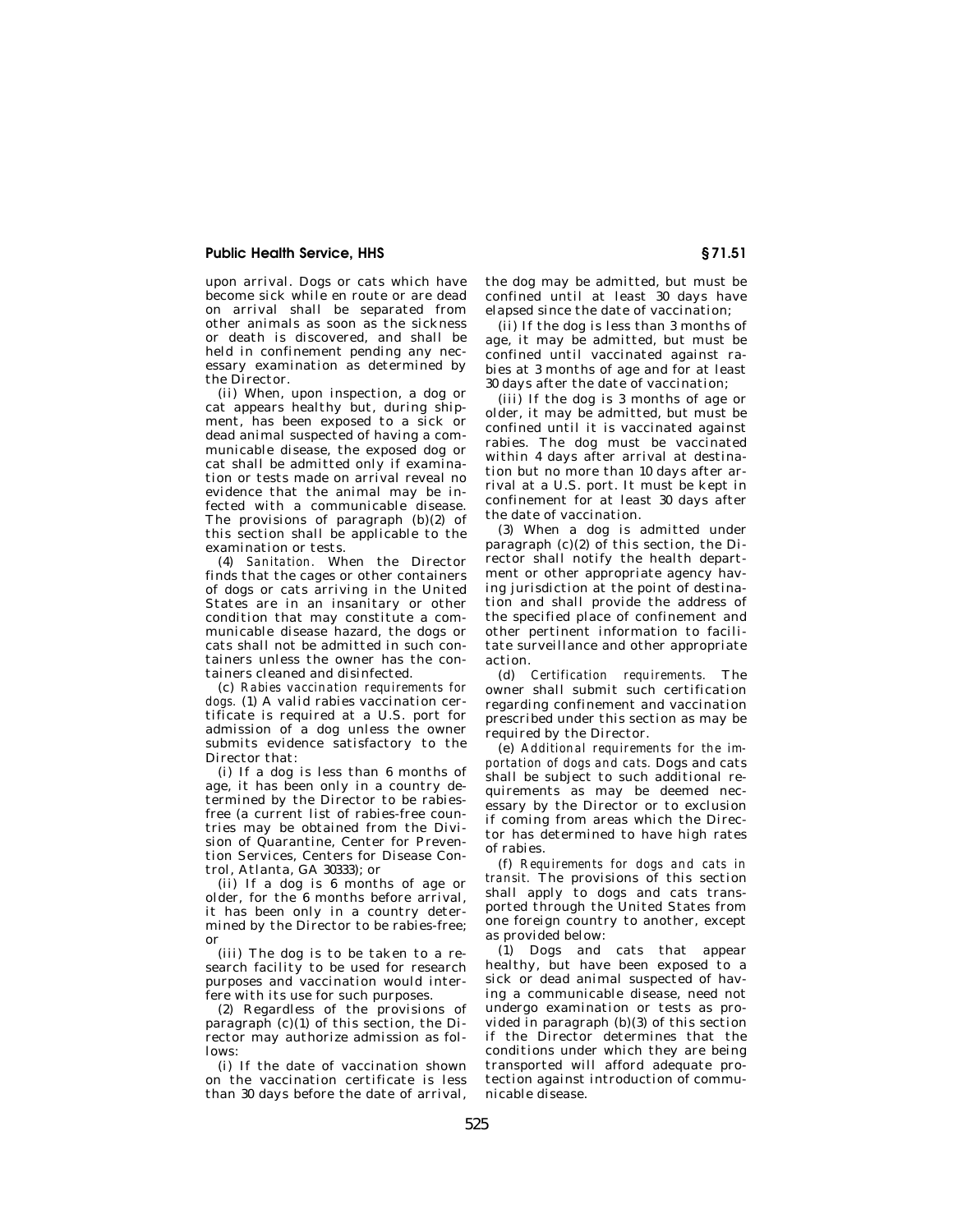upon arrival. Dogs or cats which have become sick while en route or are dead on arrival shall be separated from other animals as soon as the sickness or death is discovered, and shall be held in confinement pending any necessary examination as determined by the Director.

(ii) When, upon inspection, a dog or cat appears healthy but, during shipment, has been exposed to a sick or dead animal suspected of having a communicable disease, the exposed dog or cat shall be admitted only if examination or tests made on arrival reveal no evidence that the animal may be infected with a communicable disease. The provisions of paragraph (b)(2) of this section shall be applicable to the examination or tests.

(4) *Sanitation.* When the Director finds that the cages or other containers of dogs or cats arriving in the United States are in an insanitary or other condition that may constitute a communicable disease hazard, the dogs or cats shall not be admitted in such containers unless the owner has the containers cleaned and disinfected.

(c) *Rabies vaccination requirements for dogs.* (1) A valid rabies vaccination certificate is required at a U.S. port for admission of a dog unless the owner submits evidence satisfactory to the Director that:

(i) If a dog is less than 6 months of age, it has been only in a country determined by the Director to be rabies-free (a current list of rabies-free countries may be obtained from the Division of Quarantine, Center for Prevention Services, Centers for Disease Control, Atlanta, GA 30333); or

(ii) If a dog is 6 months of age or older, for the 6 months before arrival, it has been only in a country determined by the Director to be rabies-free; or

(iii) The dog is to be taken to a research facility to be used for research purposes and vaccination would interfere with its use for such purposes.

(2) Regardless of the provisions of paragraph (c)(1) of this section, the Director may authorize admission as follows:

(i) If the date of vaccination shown on the vaccination certificate is less than 30 days before the date of arrival, the dog may be admitted, but must be confined until at least 30 days have elapsed since the date of vaccination;

(ii) If the dog is less than 3 months of age, it may be admitted, but must be confined until vaccinated against rabies at 3 months of age and for at least 30 days after the date of vaccination;

(iii) If the dog is 3 months of age or older, it may be admitted, but must be confined until it is vaccinated against rabies. The dog must be vaccinated within 4 days after arrival at destination but no more than 10 days after arrival at a U.S. port. It must be kept in confinement for at least 30 days after the date of vaccination.

(3) When a dog is admitted under paragraph (c)(2) of this section, the Director shall notify the health department or other appropriate agency having jurisdiction at the point of destination and shall provide the address of the specified place of confinement and other pertinent information to facilitate surveillance and other appropriate action.

(d) *Certification requirements.* The owner shall submit such certification regarding confinement and vaccination prescribed under this section as may be required by the Director.

(e) *Additional requirements for the importation of dogs and cats.* Dogs and cats shall be subject to such additional requirements as may be deemed necessary by the Director or to exclusion if coming from areas which the Director has determined to have high rates of rabies.

(f) *Requirements for dogs and cats in transit.* The provisions of this section shall apply to dogs and cats transported through the United States from one foreign country to another, except as provided below:

(1) Dogs and cats that appear healthy, but have been exposed to a sick or dead animal suspected of having a communicable disease, need not undergo examination or tests as provided in paragraph (b)(3) of this section if the Director determines that the conditions under which they are being transported will afford adequate protection against introduction of communicable disease.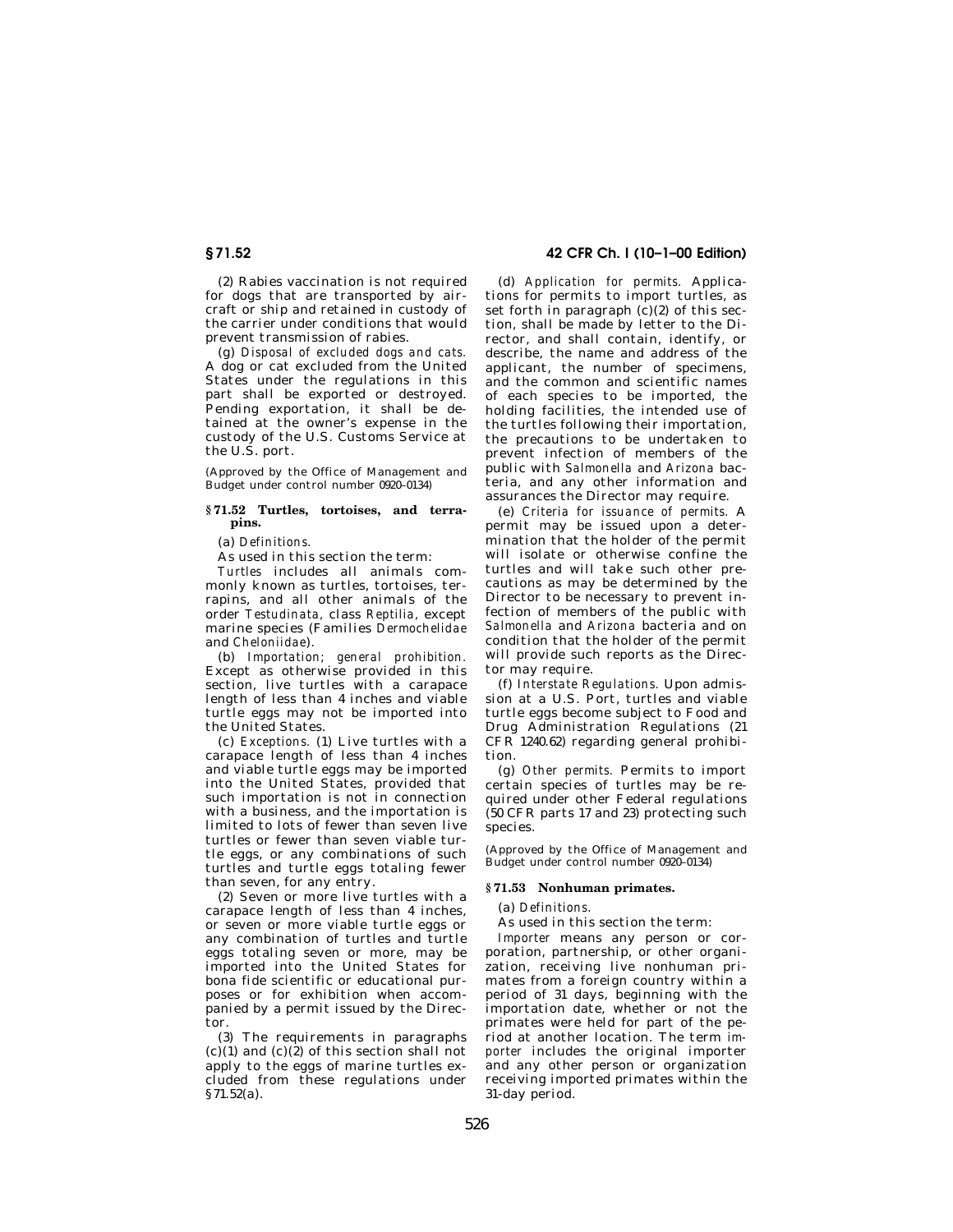(2) Rabies vaccination is not required for dogs that are transported by aircraft or ship and retained in custody of the carrier under conditions that would prevent transmission of rabies.

(g) *Disposal of excluded dogs and cats.* A dog or cat excluded from the United States under the regulations in this part shall be exported or destroyed. Pending exportation, it shall be detained at the owner's expense in the custody of the U.S. Customs Service at the U.S. port.

(Approved by the Office of Management and Budget under control number 0920–0134)

### § 71.52 Turtles, tortoises, and terrapins.

(a) *Definitions.*

As used in this section the term:

*Turtles* includes all animals commonly known as turtles, tortoises, terrapins, and all other animals of the order *Testudinata,* class *Reptilia,* except marine species (Families *Dermochelidae* and *Cheloniidae*).

(b) *Importation; general prohibition.* Except as otherwise provided in this section, live turtles with a carapace length of less than 4 inches and viable turtle eggs may not be imported into the United States.

(c) *Exceptions.* (1) Live turtles with a carapace length of less than 4 inches and viable turtle eggs may be imported into the United States, provided that such importation is not in connection with a business, and the importation is limited to lots of fewer than seven live turtles or fewer than seven viable turtle eggs, or any combinations of such turtles and turtle eggs totaling fewer than seven, for any entry.

(2) Seven or more live turtles with a carapace length of less than 4 inches, or seven or more viable turtle eggs or any combination of turtles and turtle eggs totaling seven or more, may be imported into the United States for bona fide scientific or educational purposes or for exhibition when accompanied by a permit issued by the Director.

(3) The requirements in paragraphs (c)(1) and (c)(2) of this section shall not apply to the eggs of marine turtles excluded from these regulations under § 71.52(a).

(d) *Application for permits.* Applications for permits to import turtles, as set forth in paragraph (c)(2) of this section, shall be made by letter to the Director, and shall contain, identify, or describe, the name and address of the applicant, the number of specimens, and the common and scientific names of each species to be imported, the holding facilities, the intended use of the turtles following their importation, the precautions to be undertaken to prevent infection of members of the public with *Salmonella* and *Arizona* bacteria, and any other information and assurances the Director may require.

(e) *Criteria for issuance of permits.* A permit may be issued upon a determination that the holder of the permit will isolate or otherwise confine the turtles and will take such other precautions as may be determined by the Director to be necessary to prevent infection of members of the public with *Salmonella* and *Arizona* bacteria and on condition that the holder of the permit will provide such reports as the Director may require.

(f) *Interstate Regulations.* Upon admission at a U.S. Port, turtles and viable turtle eggs become subject to Food and Drug Administration Regulations (21 CFR 1240.62) regarding general prohibition.

(g) *Other permits.* Permits to import certain species of turtles may be required under other Federal regulations (50 CFR parts 17 and 23) protecting such species.

(Approved by the Office of Management and Budget under control number 0920–0134)

### § 71.53 Nonhuman primates.

(a) *Definitions.*

As used in this section the term:

*Importer* means any person or corporation, partnership, or other organization, receiving live nonhuman primates from a foreign country within a period of 31 days, beginning with the importation date, whether or not the primates were held for part of the period at another location. The term *importer* includes the original importer and any other person or organization receiving imported primates within the 31-day period.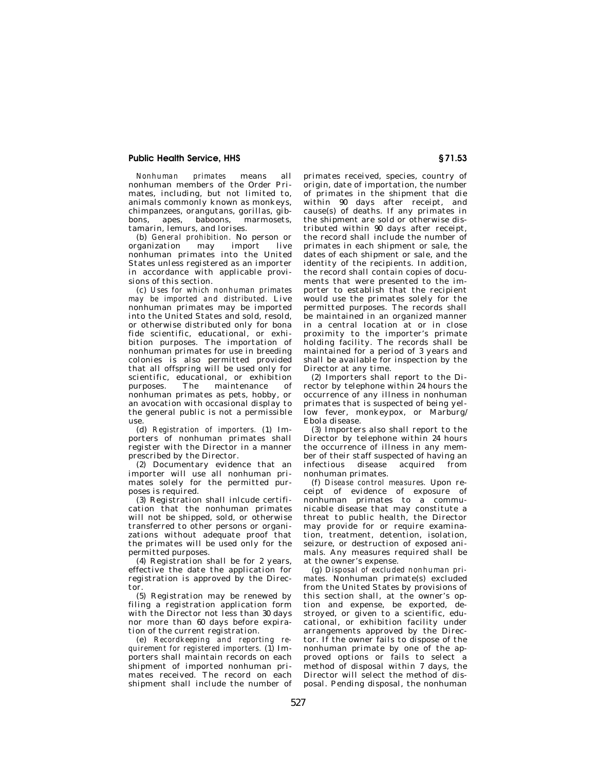*Nonhuman primates* means all nonhuman members of the Order Primates, including, but not limited to, animals commonly known as monkeys, chimpanzees, orangutans, gorillas, gibbons, apes, baboons, marmosets, tamarin, lemurs, and lorises.

(b) *General prohibition.* No person or organization may import live nonhuman primates into the United States unless registered as an importer in accordance with applicable provisions of this section.

(c) *Uses for which nonhuman primates may be imported and distributed.* Live nonhuman primates may be imported into the United States and sold, resold, or otherwise distributed only for bona fide scientific, educational, or exhibition purposes. The importation of nonhuman primates for use in breeding colonies is also permitted provided that all offspring will be used only for scientific, educational, or exhibition purposes. The maintenance of nonhuman primates as pets, hobby, or an avocation with occasional display to the general public is not a permissible use.

(d) *Registration of importers.* (1) Importers of nonhuman primates shall register with the Director in a manner prescribed by the Director.

(2) Documentary evidence that an importer will use all nonhuman primates solely for the permitted purposes is required.

(3) Registration shall inlcude certification that the nonhuman primates will not be shipped, sold, or otherwise transferred to other persons or organizations without adequate proof that the primates will be used only for the permitted purposes.

(4) Registration shall be for 2 years, effective the date the application for registration is approved by the Director.

(5) Registration may be renewed by filing a registration application form with the Director not less than 30 days nor more than 60 days before expiration of the current registration.

(e) *Recordkeeping and reporting requirement for registered importers.* (1) Importers shall maintain records on each shipment of imported nonhuman primates received. The record on each shipment shall include the number of primates received, species, country of origin, date of importation, the number of primates in the shipment that die within 90 days after receipt, and cause(s) of deaths. If any primates in the shipment are sold or otherwise distributed within 90 days after receipt, the record shall include the number of primates in each shipment or sale, the dates of each shipment or sale, and the identity of the recipients. In addition, the record shall contain copies of documents that were presented to the importer to establish that the recipient would use the primates solely for the permitted purposes. The records shall be maintained in an organized manner in a central location at or in close proximity to the importer's primate holding facility. The records shall be maintained for a period of 3 years and shall be available for inspection by the Director at any time.

(2) Importers shall report to the Director by telephone within 24 hours the occurrence of any illness in nonhuman primates that is suspected of being yellow fever, monkeypox, or Marburg/Ebola disease.

(3) Importers also shall report to the Director by telephone within 24 hours the occurrence of illness in any member of their staff suspected of having an infectious disease acquired from nonhuman primates.

(f) *Disease control measures.* Upon receipt of evidence of exposure of nonhuman primates to a communicable disease that may constitute a threat to public health, the Director may provide for or require examination, treatment, detention, isolation, seizure, or destruction of exposed animals. Any measures required shall be at the owner's expense.

(g) *Disposal of excluded nonhuman primates.* Nonhuman primate(s) excluded from the United States by provisions of this section shall, at the owner's option and expense, be exported, destroyed, or given to a scientific, educational, or exhibition facility under arrangements approved by the Director. If the owner fails to dispose of the nonhuman primate by one of the approved options or fails to select a method of disposal within 7 days, the Director will select the method of disposal. Pending disposal, the nonhuman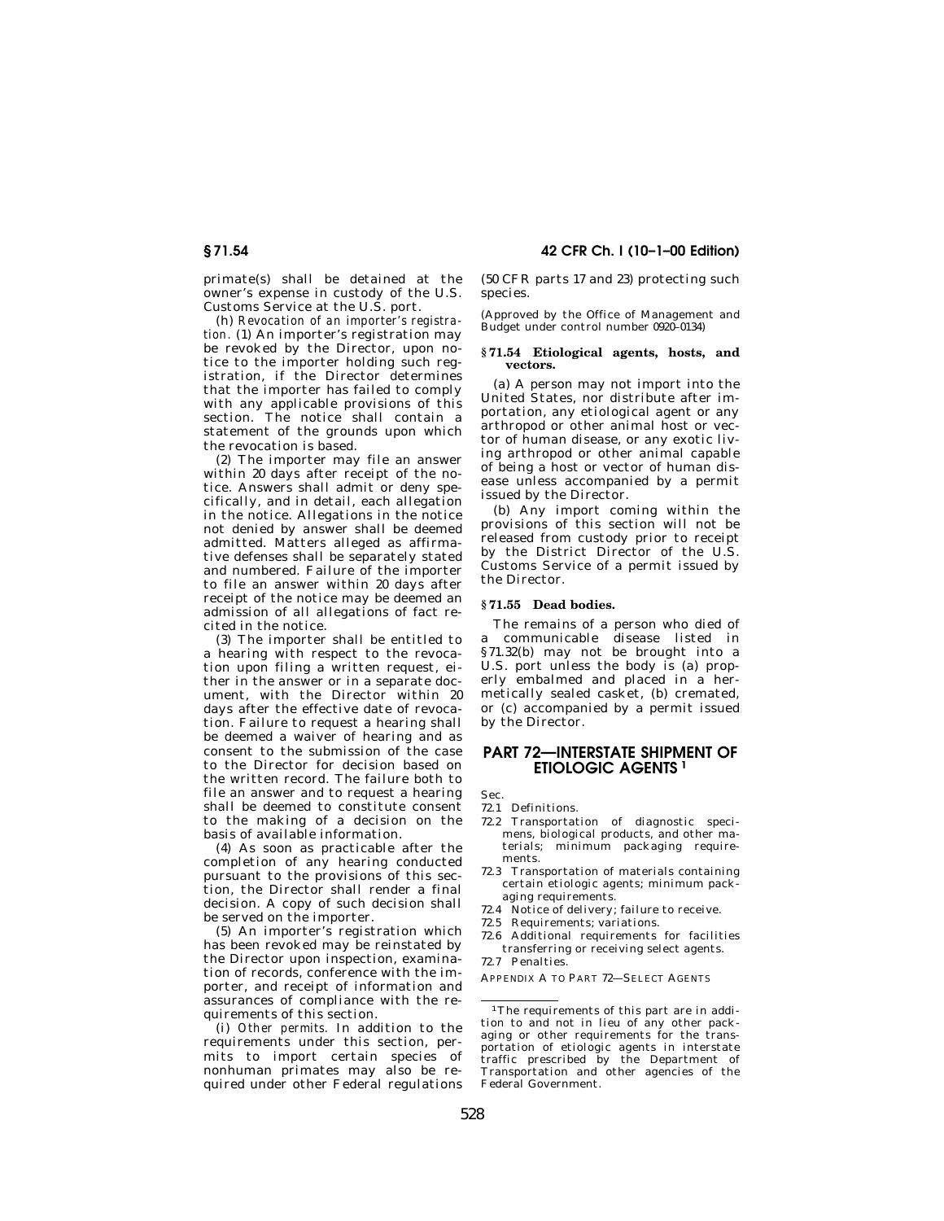primate(s) shall be detained at the owner's expense in custody of the U.S. Customs Service at the U.S. port.

(h) *Revocation of an importer's registration.* (1) An importer's registration may be revoked by the Director, upon notice to the importer holding such registration, if the Director determines that the importer has failed to comply with any applicable provisions of this section. The notice shall contain a statement of the grounds upon which the revocation is based.

(2) The importer may file an answer within 20 days after receipt of the notice. Answers shall admit or deny specifically, and in detail, each allegation in the notice. Allegations in the notice not denied by answer shall be deemed admitted. Matters alleged as affirmative defenses shall be separately stated and numbered. Failure of the importer to file an answer within 20 days after receipt of the notice may be deemed an admission of all allegations of fact recited in the notice.

(3) The importer shall be entitled to a hearing with respect to the revocation upon filing a written request, either in the answer or in a separate document, with the Director within 20 days after the effective date of revocation. Failure to request a hearing shall be deemed a waiver of hearing and as consent to the submission of the case to the Director for decision based on the written record. The failure both to file an answer and to request a hearing shall be deemed to constitute consent to the making of a decision on the basis of available information.

(4) As soon as practicable after the completion of any hearing conducted pursuant to the provisions of this section, the Director shall render a final decision. A copy of such decision shall be served on the importer.

(5) An importer's registration which has been revoked may be reinstated by the Director upon inspection, examination of records, conference with the importer, and receipt of information and assurances of compliance with the requirements of this section.

(i) *Other permits.* In addition to the requirements under this section, permits to import certain species of nonhuman primates may also be required under other Federal regulations (50 CFR parts 17 and 23) protecting such species.

(Approved by the Office of Management and Budget under control number 0920–0134)

### § 71.54 Etiological agents, hosts, and vectors.

(a) A person may not import into the United States, nor distribute after importation, any etiological agent or any arthropod or other animal host or vector of human disease, or any exotic living arthropod or other animal capable of being a host or vector of human disease unless accompanied by a permit issued by the Director.

(b) Any import coming within the provisions of this section will not be released from custody prior to receipt by the District Director of the U.S. Customs Service of a permit issued by the Director.

### § 71.55 Dead bodies.

The remains of a person who died of a communicable disease listed in §71.32(b) may not be brought into a U.S. port unless the body is (a) properly embalmed and placed in a hermetically sealed casket, (b) cremated, or (c) accompanied by a permit issued by the Director.

## PART 72—INTERSTATE SHIPMENT OF ETIOLOGIC AGENTS [1]

Sec.
72.1 Definitions.
72.2 Transportation of diagnostic specimens, biological products, and other materials; minimum packaging requirements.
72.3 Transportation of materials containing certain etiologic agents; minimum packaging requirements.
72.4 Notice of delivery; failure to receive.
72.5 Requirements; variations.
72.6 Additional requirements for facilities transferring or receiving select agents.
72.7 Penalties.

APPENDIX A TO PART 72—SELECT AGENTS

[1] The requirements of this part are in addition to and not in lieu of any other packaging or other requirements for the transportation of etiologic agents in interstate traffic prescribed by the Department of Transportation and other agencies of the Federal Government.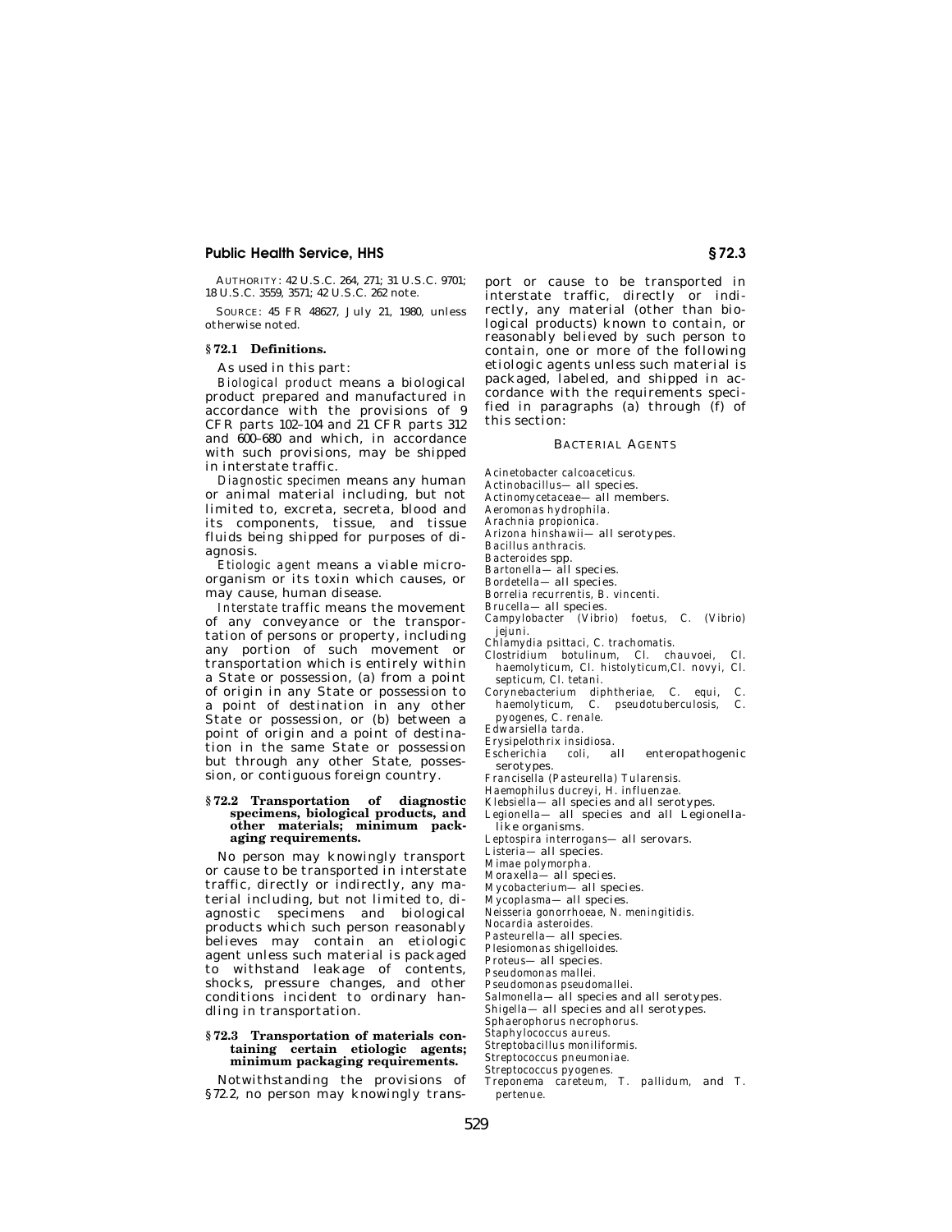AUTHORITY: 42 U.S.C. 264, 271; 31 U.S.C. 9701; 18 U.S.C. 3559, 3571; 42 U.S.C. 262 note.

SOURCE: 45 FR 48627, July 21, 1980, unless otherwise noted.

### § 72.1 Definitions.

As used in this part:

*Biological product* means a biological product prepared and manufactured in accordance with the provisions of 9 CFR parts 102–104 and 21 CFR parts 312 and 600–680 and which, in accordance with such provisions, may be shipped in interstate traffic.

*Diagnostic specimen* means any human or animal material including, but not limited to, excreta, secreta, blood and its components, tissue, and tissue fluids being shipped for purposes of diagnosis.

*Etiologic agent* means a viable microorganism or its toxin which causes, or may cause, human disease.

*Interstate traffic* means the movement of any conveyance or the transportation of persons or property, including any portion of such movement or transportation which is entirely within a State or possession, (a) from a point of origin in any State or possession to a point of destination in any other State or possession, or (b) between a point of origin and a point of destination in the same State or possession but through any other State, possession, or contiguous foreign country.

### § 72.2 Transportation of diagnostic specimens, biological products, and other materials; minimum packaging requirements.

No person may knowingly transport or cause to be transported in interstate traffic, directly or indirectly, any material including, but not limited to, diagnostic specimens and biological products which such person reasonably believes may contain an etiologic agent unless such material is packaged to withstand leakage of contents, shocks, pressure changes, and other conditions incident to ordinary handling in transportation.

### § 72.3 Transportation of materials containing certain etiologic agents; minimum packaging requirements.

Notwithstanding the provisions of §72.2, no person may knowingly transport or cause to be transported in interstate traffic, directly or indirectly, any material (other than biological products) known to contain, or reasonably believed by such person to contain, one or more of the following etiologic agents unless such material is packaged, labeled, and shipped in accordance with the requirements specified in paragraphs (a) through (f) of this section:

BACTERIAL AGENTS

*Acinetobacter calcoaceticus.*
*Actinobacillus*— all species.
*Actinomycetaceae*— all members.
*Aeromonas hydrophila.*
*Arachnia propionica.*
*Arizona hinshawii*— all serotypes.
*Bacillus anthracis.*
*Bacteroides* spp.
*Bartonella*— all species.
*Bordetella*— all species.
*Borrelia recurrentis, B. vincenti.*
*Brucella*— all species.
*Campylobacter (Vibrio) foetus, C. (Vibrio) jejuni.*
*Chlamydia psittaci, C. trachomatis.*
*Clostridium botulinum, Cl. chauvoei, Cl. haemolyticum, Cl. histolyticum,Cl. novyi, Cl. septicum, Cl. tetani.*
*Corynebacterium diphtheriae, C. equi, C. haemolyticum, C. pseudotuberculosis, C. pyogenes, C. renale.*
*Edwarsiella tarda.*
*Erysipelothrix insidiosa.*
*Escherichia coli*, all enteropathogenic serotypes.
*Francisella (Pasteurella) Tularensis.*
*Haemophilus ducreyi, H. influenzae.*
*Klebsiella*— all species and all serotypes.
*Legionella*— all species and all *Legionella*-like organisms.
*Leptospira interrogans*— all serovars.
*Listeria*— all species.
*Mimae polymorpha.*
*Moraxella*— all species.
*Mycobacterium*— all species.
*Mycoplasma*— all species.
*Neisseria gonorrhoeae, N. meningitidis.*
*Nocardia asteroides.*
*Pasteurella*— all species.
*Plesiomonas shigelloides.*
*Proteus*— all species.
*Pseudomonas mallei.*
*Pseudomonas pseudomallei.*
*Salmonella*— all species and all serotypes.
*Shigella*— all species and all serotypes.
*Sphaerophorus necrophorus.*
*Staphylococcus aureus.*
*Streptobacillus moniliformis.*
*Streptococcus pneumoniae.*
*Streptococcus pyogenes.*
*Treponema careteum, T. pallidum,* and *T. pertenue.*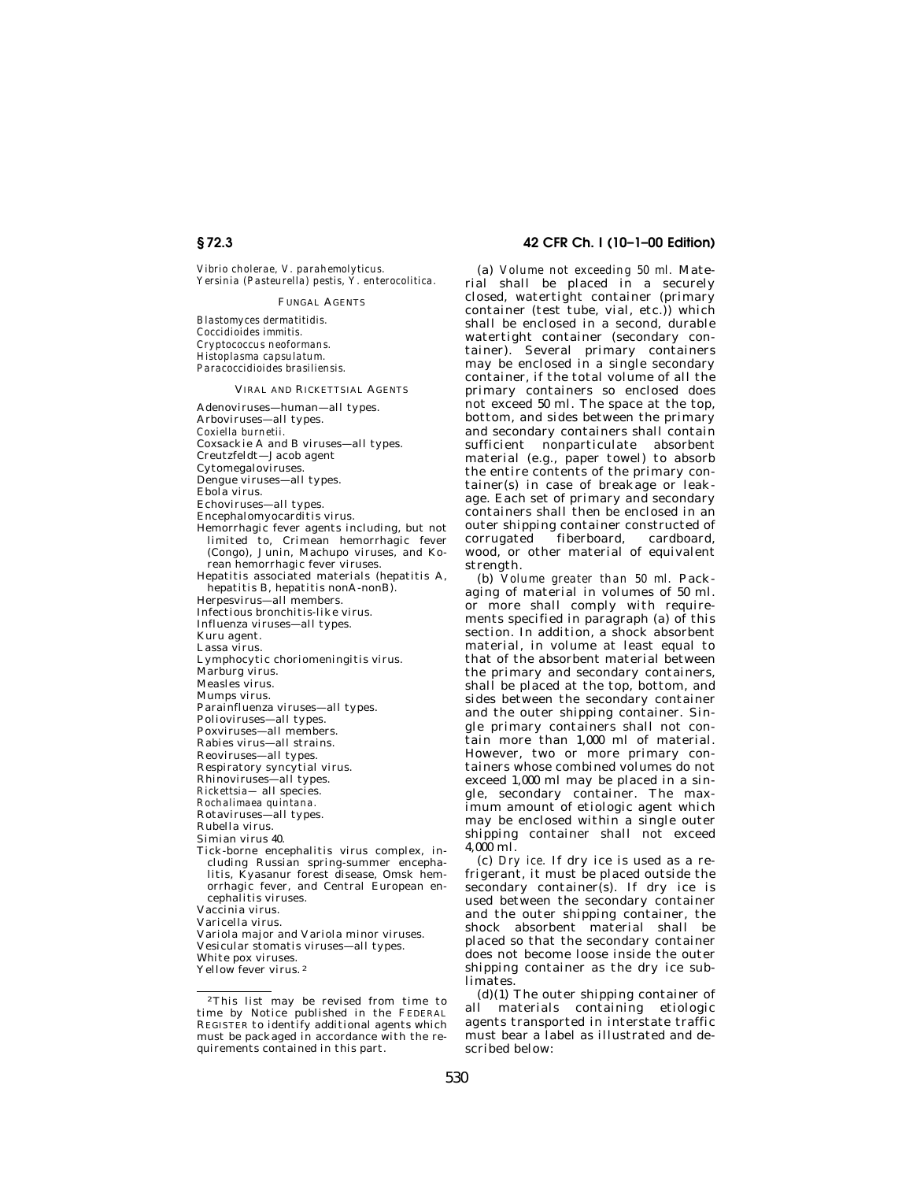*Vibrio cholerae, V. parahemolyticus.*
*Yersinia (Pasteurella) pestis, Y. enterocolitica.*

FUNGAL AGENTS

*Blastomyces dermatitidis.*
*Coccidioides immitis.*
*Cryptococcus neoformans.*
*Histoplasma capsulatum.*
*Paracoccidioides brasiliensis.*

VIRAL AND RICKETTSIAL AGENTS

Adenoviruses—human—all types.
Arboviruses—all types.
*Coxiella burnetii.*
Coxsackie A and B viruses—all types.
Creutzfeldt—Jacob agent
Cytomegaloviruses.
Dengue viruses—all types.
Ebola virus.
Echoviruses—all types.
Encephalomyocarditis virus.
Hemorrhagic fever agents including, but not limited to, Crimean hemorrhagic fever (Congo), Junin, Machupo viruses, and Korean hemorrhagic fever viruses.
Hepatitis associated materials (hepatitis A, hepatitis B, hepatitis nonA-nonB).
Herpesvirus—all members.
Infectious bronchitis-like virus.
Influenza viruses—all types.
Kuru agent.
Lassa virus.
Lymphocytic choriomeningitis virus.
Marburg virus.
Measles virus.
Mumps virus.
Parainfluenza viruses—all types.
Polioviruses—all types.
Poxviruses—all members.
Rabies virus—all strains.
Reoviruses—all types.
Respiratory syncytial virus.
Rhinoviruses—all types.
*Rickettsia*— all species.
*Rochalimaea quintana.*
Rotaviruses—all types.
Rubella virus.
Simian virus 40.
Tick-borne encephalitis virus complex, including Russian spring-summer encephalitis, Kyasanur forest disease, Omsk hemorrhagic fever, and Central European encephalitis viruses.
Vaccinia virus.
Varicella virus.
Variola major and Variola minor viruses.
Vesicular stomatis viruses—all types.
White pox viruses.
Yellow fever virus. [2]

[2] This list may be revised from time to time by Notice published in the FEDERAL REGISTER to identify additional agents which must be packaged in accordance with the requirements contained in this part.

(a) *Volume not exceeding 50 ml.* Material shall be placed in a securely closed, watertight container (primary container (test tube, vial, etc.)) which shall be enclosed in a second, durable watertight container (secondary container). Several primary containers may be enclosed in a single secondary container, if the total volume of all the primary containers so enclosed does not exceed 50 ml. The space at the top, bottom, and sides between the primary and secondary containers shall contain sufficient nonparticulate absorbent material (e.g., paper towel) to absorb the entire contents of the primary container(s) in case of breakage or leakage. Each set of primary and secondary containers shall then be enclosed in an outer shipping container constructed of corrugated fiberboard, cardboard, wood, or other material of equivalent strength.

(b) *Volume greater than 50 ml.* Packaging of material in volumes of 50 ml. or more shall comply with requirements specified in paragraph (a) of this section. In addition, a shock absorbent material, in volume at least equal to that of the absorbent material between the primary and secondary containers, shall be placed at the top, bottom, and sides between the secondary container and the outer shipping container. Single primary containers shall not contain more than 1,000 ml of material. However, two or more primary containers whose combined volumes do not exceed 1,000 ml may be placed in a single, secondary container. The maximum amount of etiologic agent which may be enclosed within a single outer shipping container shall not exceed 4,000 ml.

(c) *Dry ice.* If dry ice is used as a refrigerant, it must be placed outside the secondary container(s). If dry ice is used between the secondary container and the outer shipping container, the shock absorbent material shall be placed so that the secondary container does not become loose inside the outer shipping container as the dry ice sublimates.

(d)(1) The outer shipping container of all materials containing etiologic agents transported in interstate traffic must bear a label as illustrated and described below: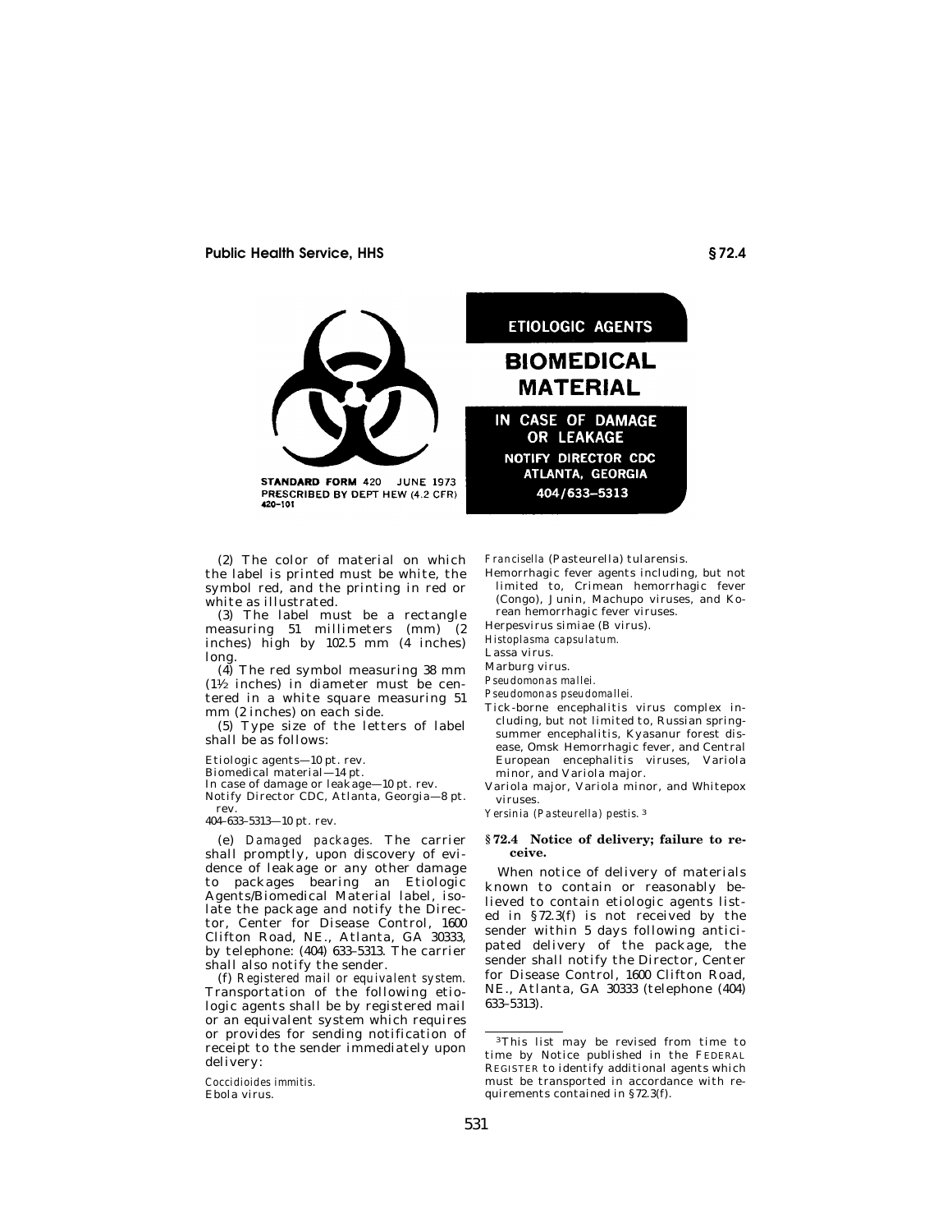ETIOLOGIC AGENTS

**BIOMEDICAL MATERIAL**

IN CASE OF DAMAGE OR LEAKAGE

NOTIFY DIRECTOR CDC ATLANTA, GEORGIA

404/633–5313

STANDARD FORM 420 JUNE 1973
PRESCRIBED BY DEPT HEW (4.2 CFR)
420–101

(2) The color of material on which the label is printed must be white, the symbol red, and the printing in red or white as illustrated.

(3) The label must be a rectangle measuring 51 millimeters (mm) (2 inches) high by 102.5 mm (4 inches) long.

(4) The red symbol measuring 38 mm (1½ inches) in diameter must be centered in a white square measuring 51 mm (2 inches) on each side.

(5) Type size of the letters of label shall be as follows:

Etiologic agents—10 pt. rev.
Biomedical material—14 pt.
In case of damage or leakage—10 pt. rev.
Notify Director CDC, Atlanta, Georgia—8 pt. rev.
404–633–5313—10 pt. rev.

(e) *Damaged packages.* The carrier shall promptly, upon discovery of evidence of leakage or any other damage to packages bearing an Etiologic Agents/Biomedical Material label, isolate the package and notify the Director, Center for Disease Control, 1600 Clifton Road, NE., Atlanta, GA 30333, by telephone: (404) 633–5313. The carrier shall also notify the sender.

(f) *Registered mail or equivalent system.* Transportation of the following etiologic agents shall be by registered mail or an equivalent system which requires or provides for sending notification of receipt to the sender immediately upon delivery:

*Coccidioides immitis.*
Ebola virus.
*Francisella* (Pasteurella) tularensis.
Hemorrhagic fever agents including, but not limited to, Crimean hemorrhagic fever (Congo), Junin, Machupo viruses, and Korean hemorrhagic fever viruses.
Herpesvirus simiae (B virus).
*Histoplasma capsulatum.*
Lassa virus.
Marburg virus.
*Pseudomonas mallei.*
*Pseudomonas pseudomallei.*
Tick-borne encephalitis virus complex including, but not limited to, Russian spring-summer encephalitis, Kyasanur forest disease, Omsk Hemorrhagic fever, and Central European encephalitis viruses, Variola minor, and Variola major.
Variola major, Variola minor, and Whitepox viruses.
*Yersinia (Pasteurella) pestis.* [3]

## § 72.4 Notice of delivery; failure to receive.

When notice of delivery of materials known to contain or reasonably believed to contain etiologic agents listed in § 72.3(f) is not received by the sender within 5 days following anticipated delivery of the package, the sender shall notify the Director, Center for Disease Control, 1600 Clifton Road, NE., Atlanta, GA 30333 (telephone (404) 633–5313).

---

[3] This list may be revised from time to time by Notice published in the FEDERAL REGISTER to identify additional agents which must be transported in accordance with requirements contained in § 72.3(f).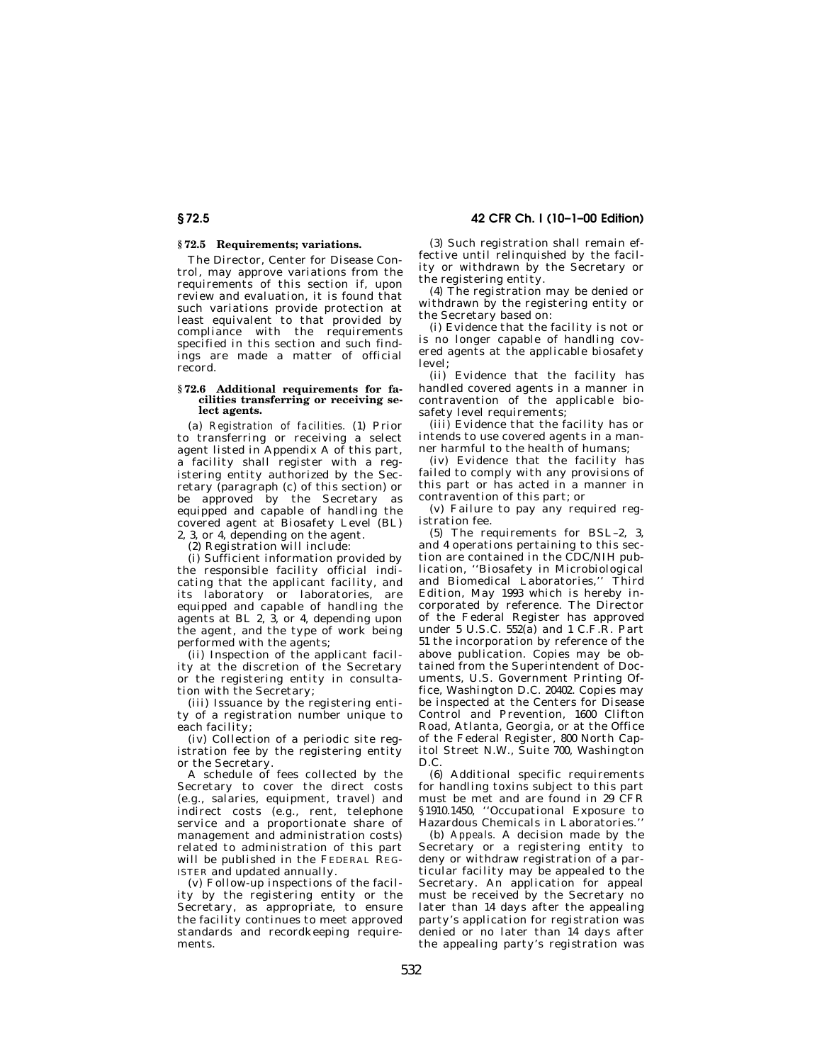## § 72.5 Requirements; variations.

The Director, Center for Disease Control, may approve variations from the requirements of this section if, upon review and evaluation, it is found that such variations provide protection at least equivalent to that provided by compliance with the requirements specified in this section and such findings are made a matter of official record.

## § 72.6 Additional requirements for facilities transferring or receiving select agents.

(a) *Registration of facilities.* (1) Prior to transferring or receiving a select agent listed in Appendix A of this part, a facility shall register with a registering entity authorized by the Secretary (paragraph (c) of this section) or be approved by the Secretary as equipped and capable of handling the covered agent at Biosafety Level (BL) 2, 3, or 4, depending on the agent.

(2) Registration will include:

(i) Sufficient information provided by the responsible facility official indicating that the applicant facility, and its laboratory or laboratories, are equipped and capable of handling the agents at BL 2, 3, or 4, depending upon the agent, and the type of work being performed with the agents;

(ii) Inspection of the applicant facility at the discretion of the Secretary or the registering entity in consultation with the Secretary;

(iii) Issuance by the registering entity of a registration number unique to each facility;

(iv) Collection of a periodic site registration fee by the registering entity or the Secretary.

A schedule of fees collected by the Secretary to cover the direct costs (e.g., salaries, equipment, travel) and indirect costs (e.g., rent, telephone service and a proportionate share of management and administration costs) related to administration of this part will be published in the FEDERAL REGISTER and updated annually.

(v) Follow-up inspections of the facility by the registering entity or the Secretary, as appropriate, to ensure the facility continues to meet approved standards and recordkeeping requirements.

(3) Such registration shall remain effective until relinquished by the facility or withdrawn by the Secretary or the registering entity.

(4) The registration may be denied or withdrawn by the registering entity or the Secretary based on:

(i) Evidence that the facility is not or is no longer capable of handling covered agents at the applicable biosafety level;

(ii) Evidence that the facility has handled covered agents in a manner in contravention of the applicable biosafety level requirements;

(iii) Evidence that the facility has or intends to use covered agents in a manner harmful to the health of humans;

(iv) Evidence that the facility has failed to comply with any provisions of this part or has acted in a manner in contravention of this part; or

(v) Failure to pay any required registration fee.

(5) The requirements for BSL–2, 3, and 4 operations pertaining to this section are contained in the CDC/NIH publication, ''Biosafety in Microbiological and Biomedical Laboratories,'' Third Edition, May 1993 which is hereby incorporated by reference. The Director of the Federal Register has approved under 5 U.S.C. 552(a) and 1 C.F.R. Part 51 the incorporation by reference of the above publication. Copies may be obtained from the Superintendent of Documents, U.S. Government Printing Office, Washington D.C. 20402. Copies may be inspected at the Centers for Disease Control and Prevention, 1600 Clifton Road, Atlanta, Georgia, or at the Office of the Federal Register, 800 North Capitol Street N.W., Suite 700, Washington D.C.

(6) Additional specific requirements for handling toxins subject to this part must be met and are found in 29 CFR §1910.1450, ''Occupational Exposure to Hazardous Chemicals in Laboratories.''

(b) *Appeals.* A decision made by the Secretary or a registering entity to deny or withdraw registration of a particular facility may be appealed to the Secretary. An application for appeal must be received by the Secretary no later than 14 days after the appealing party's application for registration was denied or no later than 14 days after the appealing party's registration was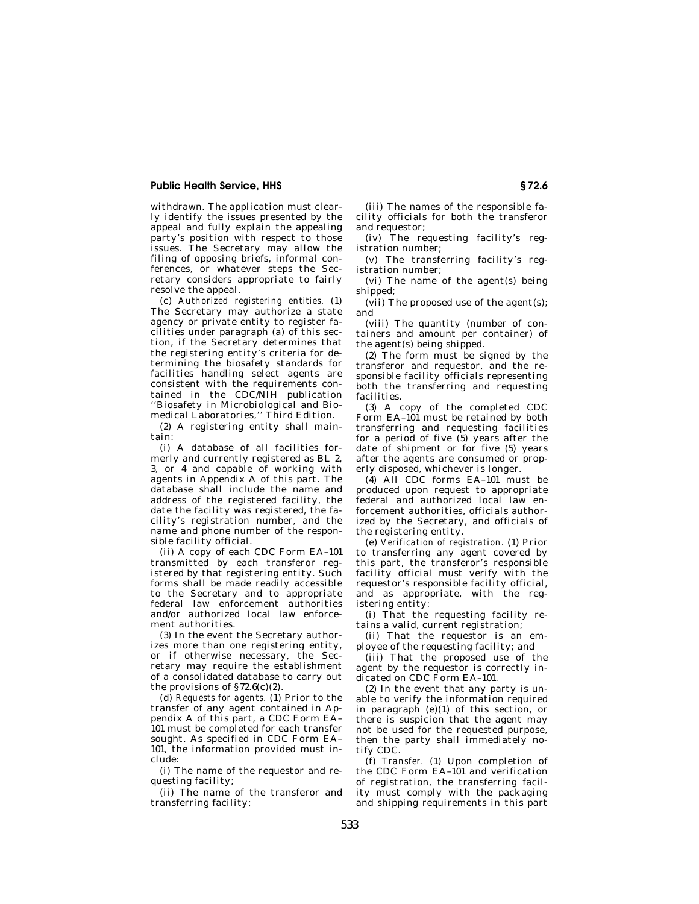withdrawn. The application must clearly identify the issues presented by the appeal and fully explain the appealing party's position with respect to those issues. The Secretary may allow the filing of opposing briefs, informal conferences, or whatever steps the Secretary considers appropriate to fairly resolve the appeal.

(c) *Authorized registering entities.* (1) The Secretary may authorize a state agency or private entity to register facilities under paragraph (a) of this section, if the Secretary determines that the registering entity's criteria for determining the biosafety standards for facilities handling select agents are consistent with the requirements contained in the CDC/NIH publication ''Biosafety in Microbiological and Biomedical Laboratories,'' Third Edition.

(2) A registering entity shall maintain:

(i) A database of all facilities formerly and currently registered as BL 2, 3, or 4 and capable of working with agents in Appendix A of this part. The database shall include the name and address of the registered facility, the date the facility was registered, the facility's registration number, and the name and phone number of the responsible facility official.

(ii) A copy of each CDC Form EA–101 transmitted by each transferor registered by that registering entity. Such forms shall be made readily accessible to the Secretary and to appropriate federal law enforcement authorities and/or authorized local law enforcement authorities.

(3) In the event the Secretary authorizes more than one registering entity, or if otherwise necessary, the Secretary may require the establishment of a consolidated database to carry out the provisions of §72.6(c)(2).

(d) *Requests for agents.* (1) Prior to the transfer of any agent contained in Appendix A of this part, a CDC Form EA–101 must be completed for each transfer sought. As specified in CDC Form EA–101, the information provided must include:

(i) The name of the requestor and requesting facility;

(ii) The name of the transferor and transferring facility;

(iii) The names of the responsible facility officials for both the transferor and requestor;

(iv) The requesting facility's registration number;

(v) The transferring facility's registration number;

(vi) The name of the agent(s) being shipped;

(vii) The proposed use of the agent(s); and

(viii) The quantity (number of containers and amount per container) of the agent(s) being shipped.

(2) The form must be signed by the transferor and requestor, and the responsible facility officials representing both the transferring and requesting facilities.

(3) A copy of the completed CDC Form EA–101 must be retained by both transferring and requesting facilities for a period of five (5) years after the date of shipment or for five (5) years after the agents are consumed or properly disposed, whichever is longer.

(4) All CDC forms EA–101 must be produced upon request to appropriate federal and authorized local law enforcement authorities, officials authorized by the Secretary, and officials of the registering entity.

(e) *Verification of registration.* (1) Prior to transferring any agent covered by this part, the transferor's responsible facility official must verify with the requestor's responsible facility official, and as appropriate, with the registering entity:

(i) That the requesting facility retains a valid, current registration;

(ii) That the requestor is an employee of the requesting facility; and

(iii) That the proposed use of the agent by the requestor is correctly indicated on CDC Form EA–101.

(2) In the event that any party is unable to verify the information required in paragraph (e)(1) of this section, or there is suspicion that the agent may not be used for the requested purpose, then the party shall immediately notify CDC.

(f) *Transfer.* (1) Upon completion of the CDC Form EA–101 and verification of registration, the transferring facility must comply with the packaging and shipping requirements in this part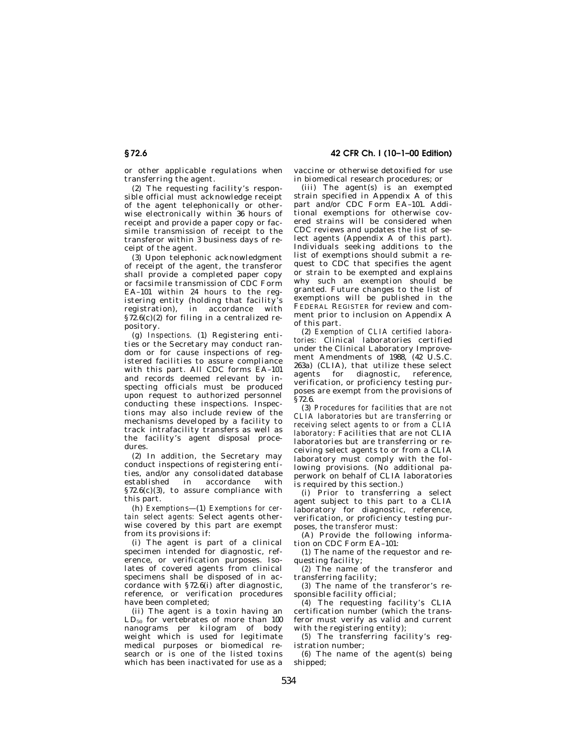or other applicable regulations when transferring the agent.

(2) The requesting facility's responsible official must acknowledge receipt of the agent telephonically or otherwise electronically within 36 hours of receipt and provide a paper copy or facsimile transmission of receipt to the transferor within 3 business days of receipt of the agent.

(3) Upon telephonic acknowledgment of receipt of the agent, the transferor shall provide a completed paper copy or facsimile transmission of CDC Form EA–101 within 24 hours to the registering entity (holding that facility's registration), in accordance with §72.6(c)(2) for filing in a centralized repository.

(g) *Inspections.* (1) Registering entities or the Secretary may conduct random or for cause inspections of registered facilities to assure compliance with this part. All CDC forms EA–101 and records deemed relevant by inspecting officials must be produced upon request to authorized personnel conducting these inspections. Inspections may also include review of the mechanisms developed by a facility to track intrafacility transfers as well as the facility's agent disposal procedures.

(2) In addition, the Secretary may conduct inspections of registering entities, and/or any consolidated database established in accordance with §72.6(c)(3), to assure compliance with this part.

(h) *Exemptions*—(1) *Exemptions for certain select agents:* Select agents otherwise covered by this part are exempt from its provisions if:

(i) The agent is part of a clinical specimen intended for diagnostic, reference, or verification purposes. Isolates of covered agents from clinical specimens shall be disposed of in accordance with §72.6(i) after diagnostic, reference, or verification procedures have been completed;

(ii) The agent is a toxin having an $LD_{50}$ for vertebrates of more than 100 nanograms per kilogram of body weight which is used for legitimate medical purposes or biomedical research or is one of the listed toxins which has been inactivated for use as a vaccine or otherwise detoxified for use in biomedical research procedures; or

(iii) The agent(s) is an exempted strain specified in Appendix A of this part and/or CDC Form EA–101. Additional exemptions for otherwise covered strains will be considered when CDC reviews and updates the list of select agents (Appendix A of this part). Individuals seeking additions to the list of exemptions should submit a request to CDC that specifies the agent or strain to be exempted and explains why such an exemption should be granted. Future changes to the list of exemptions will be published in the FEDERAL REGISTER for review and comment prior to inclusion on Appendix A of this part.

(2) *Exemption of CLIA certified laboratories:* Clinical laboratories certified under the Clinical Laboratory Improvement Amendments of 1988, (42 U.S.C. 263a) (CLIA), that utilize these select agents for diagnostic, reference, verification, or proficiency testing purposes are exempt from the provisions of §72.6.

(3) *Procedures for facilities that are not CLIA laboratories but are transferring or receiving select agents to or from a CLIA laboratory:* Facilities that are not CLIA laboratories but are transferring or receiving select agents to or from a CLIA laboratory must comply with the following provisions. (No additional paperwork on behalf of CLIA laboratories is required by this section.)

(i) Prior to transferring a select agent subject to this part to a CLIA laboratory for diagnostic, reference, verification, or proficiency testing purposes, the *transferor* must:

(A) Provide the following information on CDC Form EA–101:

(*1*) The name of the requestor and requesting facility;

(*2*) The name of the transferor and transferring facility;

(*3*) The name of the transferor's responsible facility official;

(*4*) The requesting facility's CLIA certification number (which the transferor must verify as valid and current with the registering entity);

(*5*) The transferring facility's registration number;

(*6*) The name of the agent(s) being shipped;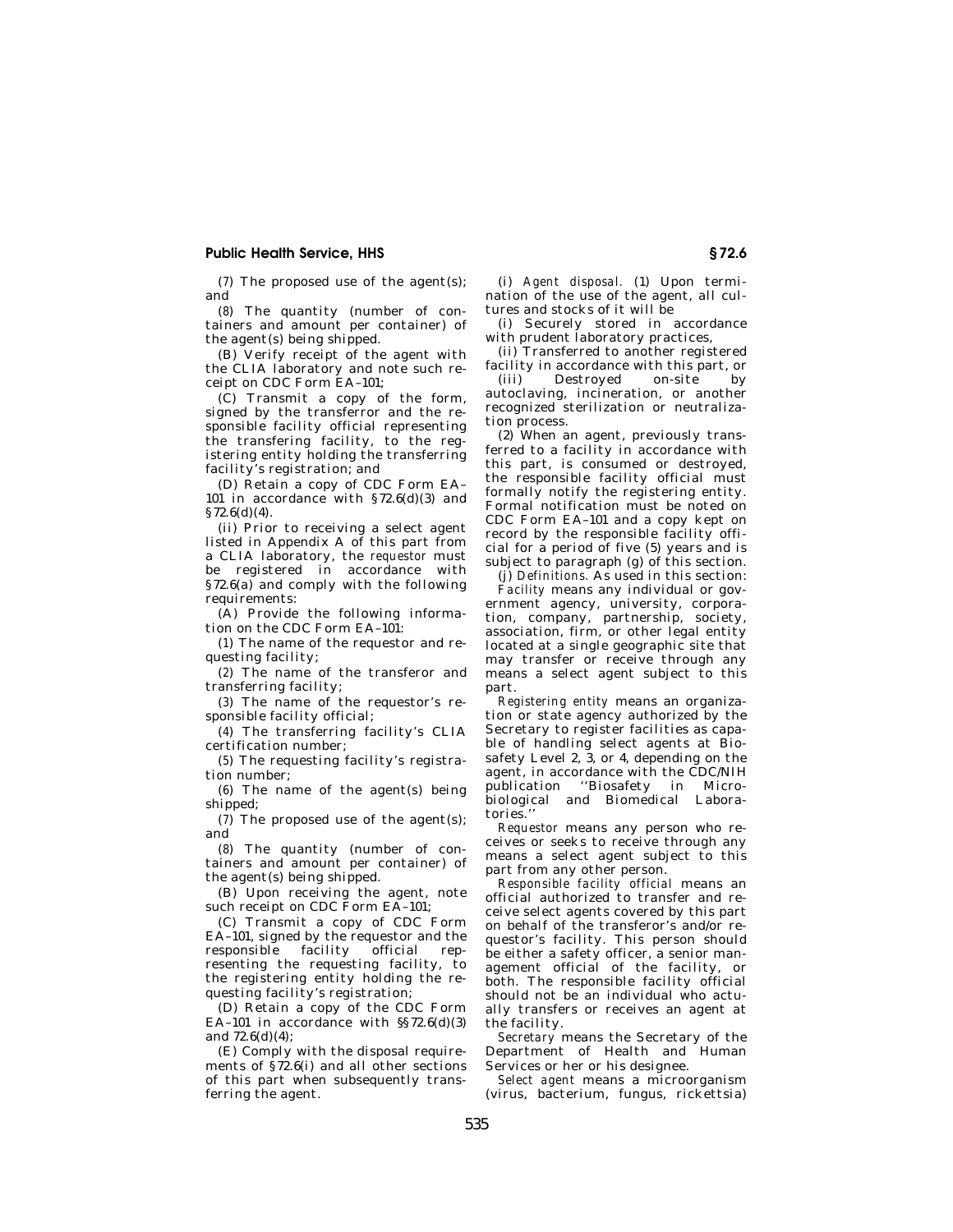(*7*) The proposed use of the agent(s); and

(*8*) The quantity (number of containers and amount per container) of the agent(s) being shipped.

(B) Verify receipt of the agent with the CLIA laboratory and note such receipt on CDC Form EA–101;

(C) Transmit a copy of the form, signed by the transferror and the responsible facility official representing the transfering facility, to the registering entity holding the transferring facility's registration; and

(D) Retain a copy of CDC Form EA–101 in accordance with §72.6(d)(3) and §72.6(d)(4).

(ii) Prior to receiving a select agent listed in Appendix A of this part from a CLIA laboratory, the *requestor* must be registered in accordance with §72.6(a) and comply with the following requirements:

(A) Provide the following information on the CDC Form EA–101:

(*1*) The name of the requestor and requesting facility;

(*2*) The name of the transferor and transferring facility;

(*3*) The name of the requestor's responsible facility official;

(*4*) The transferring facility's CLIA certification number;

(*5*) The requesting facility's registration number;

(*6*) The name of the agent(s) being shipped;

(*7*) The proposed use of the agent(s); and

(*8*) The quantity (number of containers and amount per container) of the agent(s) being shipped.

(B) Upon receiving the agent, note such receipt on CDC Form EA–101;

(C) Transmit a copy of CDC Form EA–101, signed by the requestor and the responsible facility official representing the requesting facility, to the registering entity holding the requesting facility's registration;

(D) Retain a copy of the CDC Form EA–101 in accordance with §§72.6(d)(3) and 72.6(d)(4);

(E) Comply with the disposal requirements of §72.6(i) and all other sections of this part when subsequently transferring the agent.

(i) *Agent disposal.* (1) Upon termination of the use of the agent, all cultures and stocks of it will be

(i) Securely stored in accordance with prudent laboratory practices,

(ii) Transferred to another registered facility in accordance with this part, or

(iii) Destroyed on-site by autoclaving, incineration, or another recognized sterilization or neutralization process.

(2) When an agent, previously transferred to a facility in accordance with this part, is consumed or destroyed, the responsible facility official must formally notify the registering entity. Formal notification must be noted on CDC Form EA–101 and a copy kept on record by the responsible facility official for a period of five (5) years and is subject to paragraph (g) of this section.

(j) *Definitions.* As used in this section:

*Facility* means any individual or government agency, university, corporation, company, partnership, society, association, firm, or other legal entity located at a single geographic site that may transfer or receive through any means a select agent subject to this part.

*Registering entity* means an organization or state agency authorized by the Secretary to register facilities as capable of handling select agents at Biosafety Level 2, 3, or 4, depending on the agent, in accordance with the CDC/NIH publication ''Biosafety in Microbiological and Biomedical Laboratories.''

*Requestor* means any person who receives or seeks to receive through any means a select agent subject to this part from any other person.

*Responsible facility official* means an official authorized to transfer and receive select agents covered by this part on behalf of the transferor's and/or requestor's facility. This person should be either a safety officer, a senior management official of the facility, or both. The responsible facility official should not be an individual who actually transfers or receives an agent at the facility.

*Secretary* means the Secretary of the Department of Health and Human Services or her or his designee.

*Select agent* means a microorganism (virus, bacterium, fungus, rickettsia)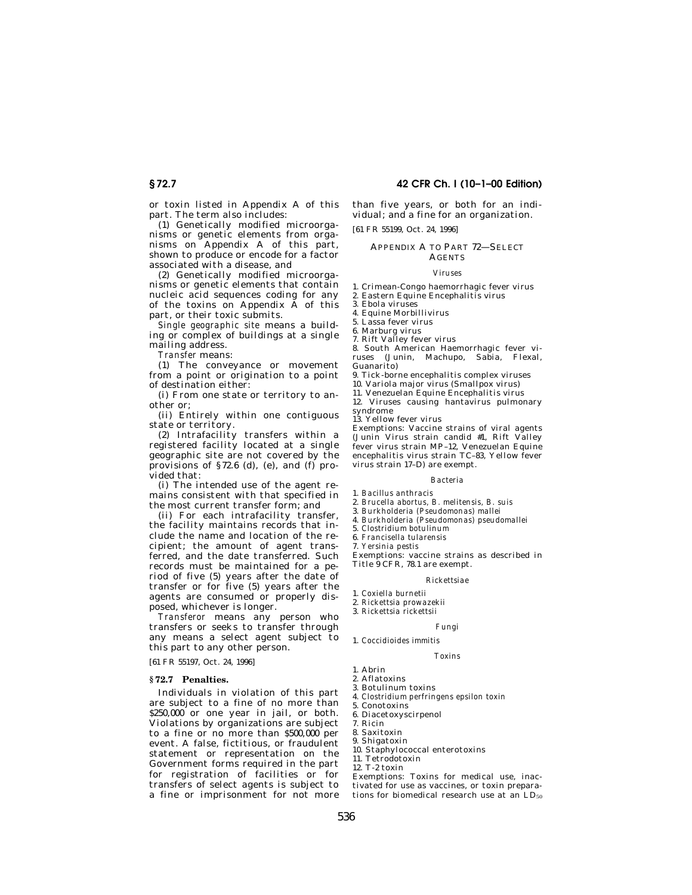or toxin listed in Appendix A of this part. The term also includes:

(1) Genetically modified microorganisms or genetic elements from organisms on Appendix A of this part, shown to produce or encode for a factor associated with a disease, and

(2) Genetically modified microorganisms or genetic elements that contain nucleic acid sequences coding for any of the toxins on Appendix A of this part, or their toxic submits.

*Single geographic site* means a building or complex of buildings at a single mailing address.

*Transfer* means:

(1) The conveyance or movement from a point or origination to a point of destination either:

(i) From one state or territory to another or;

(ii) Entirely within one contiguous state or territory.

(2) Intrafacility transfers within a registered facility located at a single geographic site are not covered by the provisions of §72.6 (d), (e), and (f) provided that:

(i) The intended use of the agent remains consistent with that specified in the most current transfer form; and

(ii) For each intrafacility transfer, the facility maintains records that include the name and location of the recipient; the amount of agent transferred, and the date transferred. Such records must be maintained for a period of five (5) years after the date of transfer or for five (5) years after the agents are consumed or properly disposed, whichever is longer.

*Transferor* means any person who transfers or seeks to transfer through any means a select agent subject to this part to any other person.

[61 FR 55197, Oct. 24, 1996]

## §72.7 Penalties.

Individuals in violation of this part are subject to a fine of no more than $250,000 or one year in jail, or both. Violations by organizations are subject to a fine or no more than $500,000 per event. A false, fictitious, or fraudulent statement or representation on the Government forms required in the part for registration of facilities or for transfers of select agents is subject to a fine or imprisonment for not more than five years, or both for an individual; and a fine for an organization.

[61 FR 55199, Oct. 24, 1996]

## Appendix A to Part 72—Select Agents

### *Viruses*

1. Crimean-Congo haemorrhagic fever virus
2. Eastern Equine Encephalitis virus
3. Ebola viruses
4. Equine Morbillivirus
5. Lassa fever virus
6. Marburg virus
7. Rift Valley fever virus
8. South American Haemorrhagic fever viruses (Junin, Machupo, Sabia, Flexal, Guanarito)
9. Tick-borne encephalitis complex viruses
10. Variola major virus (Smallpox virus)
11. Venezuelan Equine Encephalitis virus
12. Viruses causing hantavirus pulmonary syndrome
13. Yellow fever virus

Exemptions: Vaccine strains of viral agents (Junin Virus strain candid #1, Rift Valley fever virus strain MP–12, Venezuelan Equine encephalitis virus strain TC–83, Yellow fever virus strain 17–D) are exempt.

### *Bacteria*

1. *Bacillus anthracis*
2. *Brucella abortus, B. melitensis, B. suis*
3. *Burkholderia (Pseudomonas) mallei*
4. *Burkholderia (Pseudomonas) pseudomallei*
5. *Clostridium botulinum*
6. *Francisella tularensis*
7. *Yersinia pestis*

Exemptions: vaccine strains as described in Title 9 CFR, 78.1 are exempt.

### *Rickettsiae*

1. *Coxiella burnetii*
2. *Rickettsia prowazekii*
3. *Rickettsia rickettsii*

### *Fungi*

1. *Coccidioides immitis*

### *Toxins*

1. Abrin
2. Aflatoxins
3. Botulinum toxins
4. *Clostridium perfringens epsilon toxin*
5. Conotoxins
6. Diacetoxyscirpenol
7. Ricin
8. Saxitoxin
9. Shigatoxin
10. Staphylococcal enterotoxins
11. Tetrodotoxin
12. T-2 toxin

Exemptions: Toxins for medical use, inactivated for use as vaccines, or toxin preparations for biomedical research use at an $LD_{50}$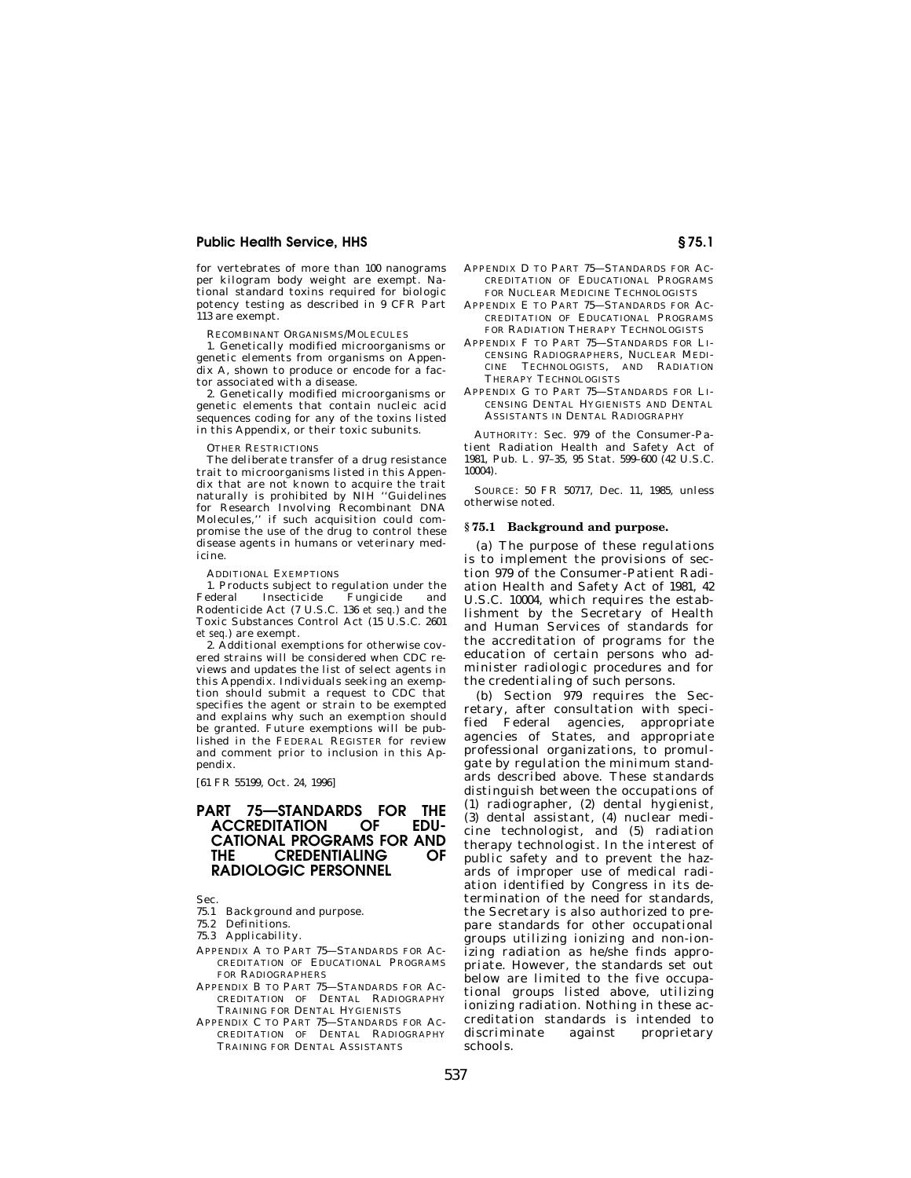for vertebrates of more than 100 nanograms per kilogram body weight are exempt. National standard toxins required for biologic potency testing as described in 9 CFR Part 113 are exempt.

RECOMBINANT ORGANISMS/MOLECULES

1. Genetically modified microorganisms or genetic elements from organisms on Appendix A, shown to produce or encode for a factor associated with a disease.

2. Genetically modified microorganisms or genetic elements that contain nucleic acid sequences coding for any of the toxins listed in this Appendix, or their toxic subunits.

OTHER RESTRICTIONS

The deliberate transfer of a drug resistance trait to microorganisms listed in this Appendix that are not known to acquire the trait naturally is prohibited by NIH ''Guidelines for Research Involving Recombinant DNA Molecules,'' if such acquisition could compromise the use of the drug to control these disease agents in humans or veterinary medicine.

ADDITIONAL EXEMPTIONS

1. Products subject to regulation under the Federal Insecticide Fungicide and Rodenticide Act (7 U.S.C. 136 *et seq.*) and the Toxic Substances Control Act (15 U.S.C. 2601 *et seq.*) are exempt.

2. Additional exemptions for otherwise covered strains will be considered when CDC reviews and updates the list of select agents in this Appendix. Individuals seeking an exemption should submit a request to CDC that specifies the agent or strain to be exempted and explains why such an exemption should be granted. Future exemptions will be published in the FEDERAL REGISTER for review and comment prior to inclusion in this Appendix.

[61 FR 55199, Oct. 24, 1996]

# PART 75—STANDARDS FOR THE ACCREDITATION OF EDUCATIONAL PROGRAMS FOR AND THE CREDENTIALING OF RADIOLOGIC PERSONNEL

Sec.

75.1 Background and purpose.

75.2 Definitions.

75.3 Applicability.

APPENDIX A TO PART 75—STANDARDS FOR ACCREDITATION OF EDUCATIONAL PROGRAMS FOR RADIOGRAPHERS

APPENDIX B TO PART 75—STANDARDS FOR ACCREDITATION OF DENTAL RADIOGRAPHY TRAINING FOR DENTAL HYGIENISTS

APPENDIX C TO PART 75—STANDARDS FOR ACCREDITATION OF DENTAL RADIOGRAPHY TRAINING FOR DENTAL ASSISTANTS

APPENDIX D TO PART 75—STANDARDS FOR ACCREDITATION OF EDUCATIONAL PROGRAMS FOR NUCLEAR MEDICINE TECHNOLOGISTS

APPENDIX E TO PART 75—STANDARDS FOR ACCREDITATION OF EDUCATIONAL PROGRAMS FOR RADIATION THERAPY TECHNOLOGISTS

APPENDIX F TO PART 75—STANDARDS FOR LICENSING RADIOGRAPHERS, NUCLEAR MEDICINE TECHNOLOGISTS, AND RADIATION THERAPY TECHNOLOGISTS

APPENDIX G TO PART 75—STANDARDS FOR LICENSING DENTAL HYGIENISTS AND DENTAL ASSISTANTS IN DENTAL RADIOGRAPHY

AUTHORITY: Sec. 979 of the Consumer-Patient Radiation Health and Safety Act of 1981, Pub. L. 97–35, 95 Stat. 599–600 (42 U.S.C. 10004).

SOURCE: 50 FR 50717, Dec. 11, 1985, unless otherwise noted.

## § 75.1 Background and purpose.

(a) The purpose of these regulations is to implement the provisions of section 979 of the Consumer-Patient Radiation Health and Safety Act of 1981, 42 U.S.C. 10004, which requires the establishment by the Secretary of Health and Human Services of standards for the accreditation of programs for the education of certain persons who administer radiologic procedures and for the credentialing of such persons.

(b) Section 979 requires the Secretary, after consultation with specified Federal agencies, appropriate agencies of States, and appropriate professional organizations, to promulgate by regulation the minimum standards described above. These standards distinguish between the occupations of (1) radiographer, (2) dental hygienist, (3) dental assistant, (4) nuclear medicine technologist, and (5) radiation therapy technologist. In the interest of public safety and to prevent the hazards of improper use of medical radiation identified by Congress in its determination of the need for standards, the Secretary is also authorized to prepare standards for other occupational groups utilizing ionizing and non-ionizing radiation as he/she finds appropriate. However, the standards set out below are limited to the five occupational groups listed above, utilizing ionizing radiation. Nothing in these accreditation standards is intended to discriminate against proprietary schools.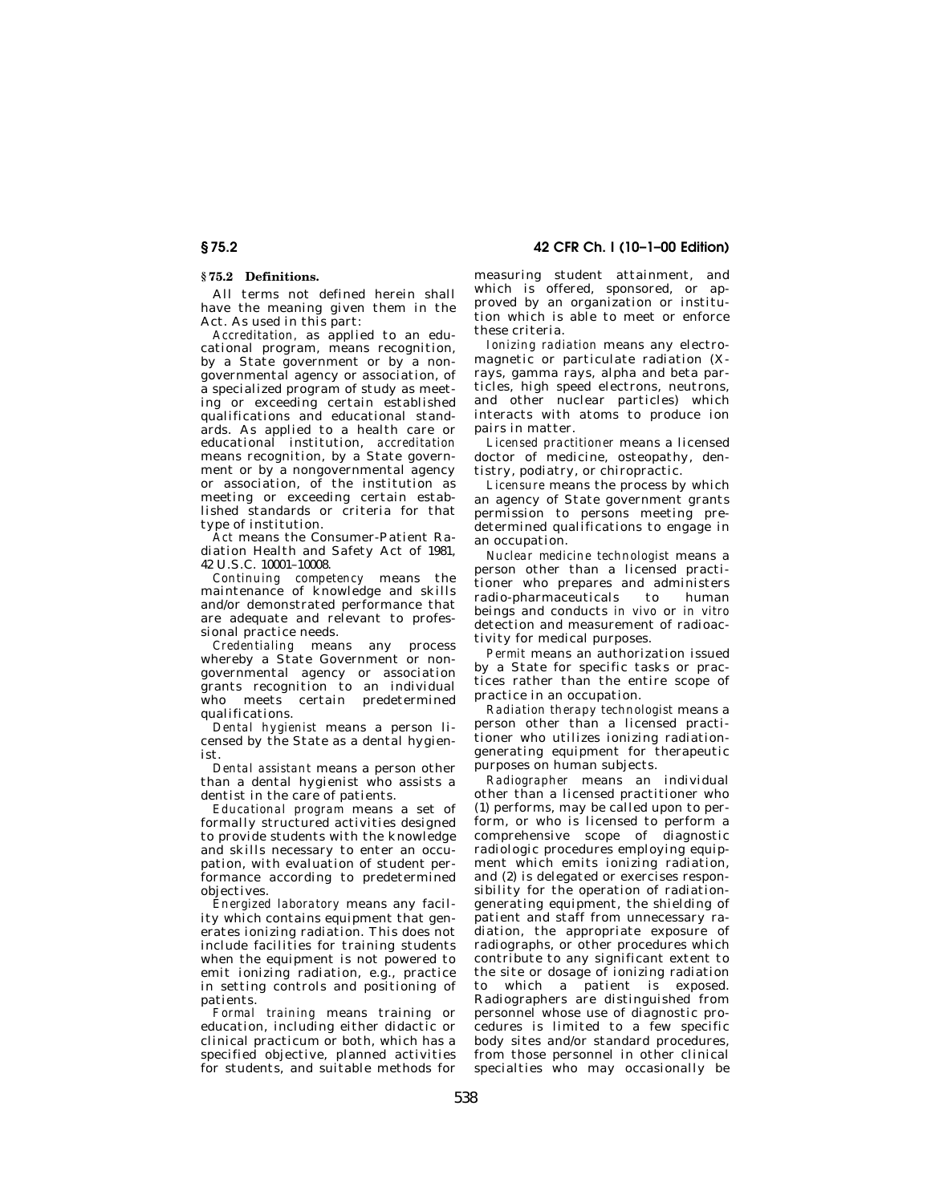## § 75.2 Definitions.

All terms not defined herein shall have the meaning given them in the Act. As used in this part:

*Accreditation,* as applied to an educational program, means recognition, by a State government or by a nongovernmental agency or association, of a specialized program of study as meeting or exceeding certain established qualifications and educational standards. As applied to a health care or educational institution, *accreditation* means recognition, by a State government or by a nongovernmental agency or association, of the institution as meeting or exceeding certain established standards or criteria for that type of institution.

*Act* means the Consumer-Patient Radiation Health and Safety Act of 1981, 42 U.S.C. 10001–10008.

*Continuing competency* means the maintenance of knowledge and skills and/or demonstrated performance that are adequate and relevant to professional practice needs.

*Credentialing* means any process whereby a State Government or nongovernmental agency or association grants recognition to an individual who meets certain predetermined qualifications.

*Dental hygienist* means a person licensed by the State as a dental hygienist.

*Dental assistant* means a person other than a dental hygienist who assists a dentist in the care of patients.

*Educational program* means a set of formally structured activities designed to provide students with the knowledge and skills necessary to enter an occupation, with evaluation of student performance according to predetermined objectives.

*Energized laboratory* means any facility which contains equipment that generates ionizing radiation. This does not include facilities for training students when the equipment is not powered to emit ionizing radiation, e.g., practice in setting controls and positioning of patients.

*Formal training* means training or education, including either didactic or clinical practicum or both, which has a specified objective, planned activities for students, and suitable methods for measuring student attainment, and which is offered, sponsored, or approved by an organization or institution which is able to meet or enforce these criteria.

*Ionizing radiation* means any electromagnetic or particulate radiation (X-rays, gamma rays, alpha and beta particles, high speed electrons, neutrons, and other nuclear particles) which interacts with atoms to produce ion pairs in matter.

*Licensed practitioner* means a licensed doctor of medicine, osteopathy, dentistry, podiatry, or chiropractic.

*Licensure* means the process by which an agency of State government grants permission to persons meeting predetermined qualifications to engage in an occupation.

*Nuclear medicine technologist* means a person other than a licensed practitioner who prepares and administers radio-pharmaceuticals to human beings and conducts *in vivo* or *in vitro* detection and measurement of radioactivity for medical purposes.

*Permit* means an authorization issued by a State for specific tasks or practices rather than the entire scope of practice in an occupation.

*Radiation therapy technologist* means a person other than a licensed practitioner who utilizes ionizing radiation-generating equipment for therapeutic purposes on human subjects.

*Radiographer* means an individual other than a licensed practitioner who (1) performs, may be called upon to perform, or who is licensed to perform a comprehensive scope of diagnostic radiologic procedures employing equipment which emits ionizing radiation, and (2) is delegated or exercises responsibility for the operation of radiation-generating equipment, the shielding of patient and staff from unnecessary radiation, the appropriate exposure of radiographs, or other procedures which contribute to any significant extent to the site or dosage of ionizing radiation to which a patient is exposed. Radiographers are distinguished from personnel whose use of diagnostic procedures is limited to a few specific body sites and/or standard procedures, from those personnel in other clinical specialties who may occasionally be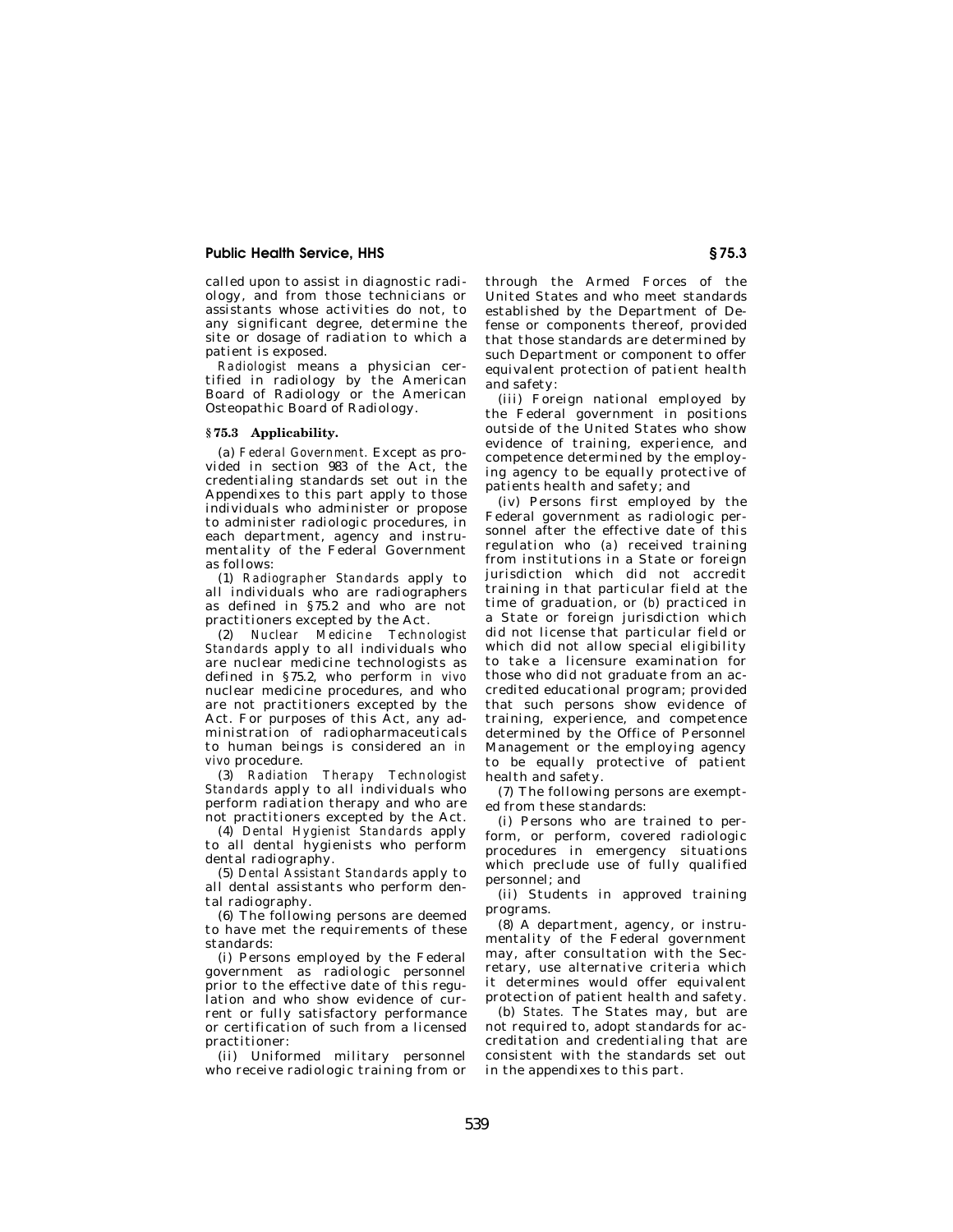called upon to assist in diagnostic radiology, and from those technicians or assistants whose activities do not, to any significant degree, determine the site or dosage of radiation to which a patient is exposed.

*Radiologist* means a physician certified in radiology by the American Board of Radiology or the American Osteopathic Board of Radiology.

### § 75.3 Applicability.

(a) *Federal Government.* Except as provided in section 983 of the Act, the credentialing standards set out in the Appendixes to this part apply to those individuals who administer or propose to administer radiologic procedures, in each department, agency and instrumentality of the Federal Government as follows:

(1) *Radiographer Standards* apply to all individuals who are radiographers as defined in §75.2 and who are not practitioners excepted by the Act.

(2) *Nuclear Medicine Technologist Standards* apply to all individuals who are nuclear medicine technologists as defined in §75.2, who perform *in vivo* nuclear medicine procedures, and who are not practitioners excepted by the Act. For purposes of this Act, any administration of radiopharmaceuticals to human beings is considered an *in vivo* procedure.

(3) *Radiation Therapy Technologist Standards* apply to all individuals who perform radiation therapy and who are not practitioners excepted by the Act.

(4) *Dental Hygienist Standards* apply to all dental hygienists who perform dental radiography.

(5) *Dental Assistant Standards* apply to all dental assistants who perform dental radiography.

(6) The following persons are deemed to have met the requirements of these standards:

(i) Persons employed by the Federal government as radiologic personnel prior to the effective date of this regulation and who show evidence of current or fully satisfactory performance or certification of such from a licensed practitioner:

(ii) Uniformed military personnel who receive radiologic training from or through the Armed Forces of the United States and who meet standards established by the Department of Defense or components thereof, provided that those standards are determined by such Department or component to offer equivalent protection of patient health and safety:

(iii) Foreign national employed by the Federal government in positions outside of the United States who show evidence of training, experience, and competence determined by the employing agency to be equally protective of patients health and safety; and

(iv) Persons first employed by the Federal government as radiologic personnel after the effective date of this regulation who (*a*) received training from institutions in a State or foreign jurisdiction which did not accredit training in that particular field at the time of graduation, or (*b*) practiced in a State or foreign jurisdiction which did not license that particular field or which did not allow special eligibility to take a licensure examination for those who did not graduate from an accredited educational program; provided that such persons show evidence of training, experience, and competence determined by the Office of Personnel Management or the employing agency to be equally protective of patient health and safety.

(7) The following persons are exempted from these standards:

(i) Persons who are trained to perform, or perform, covered radiologic procedures in emergency situations which preclude use of fully qualified personnel; and

(ii) Students in approved training programs.

(8) A department, agency, or instrumentality of the Federal government may, after consultation with the Secretary, use alternative criteria which it determines would offer equivalent protection of patient health and safety.

(b) *States.* The States may, but are not required to, adopt standards for accreditation and credentialing that are consistent with the standards set out in the appendixes to this part.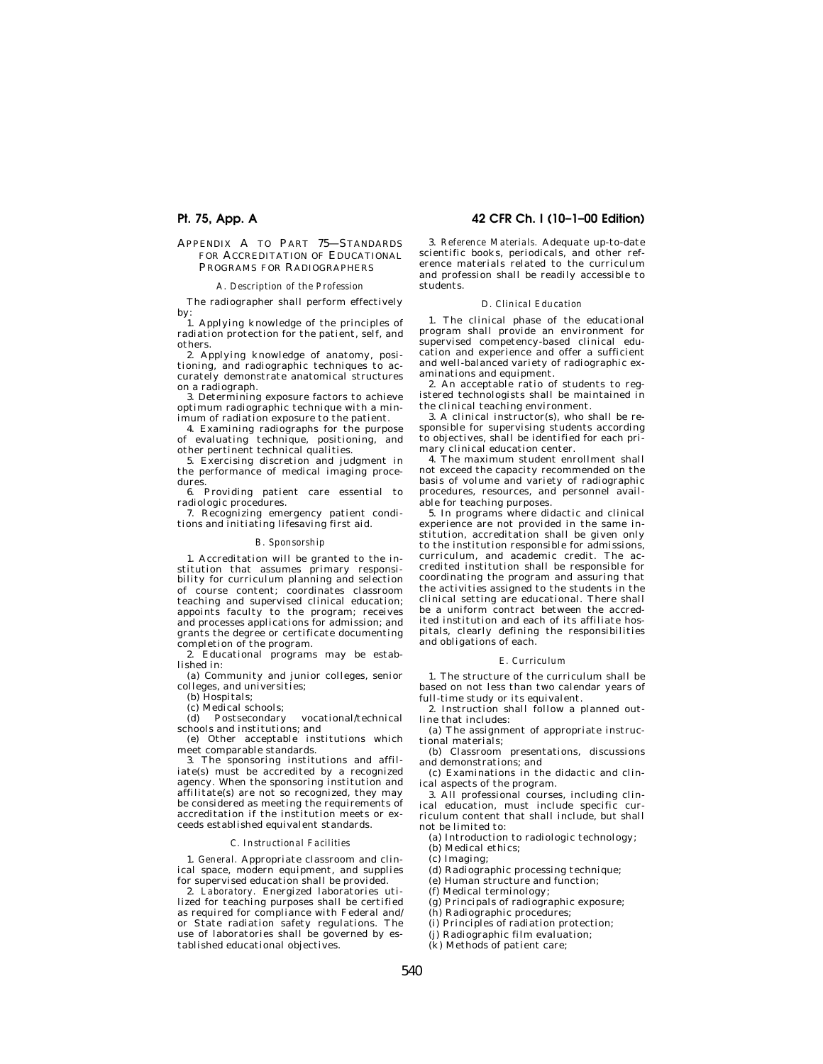## APPENDIX A TO PART 75—STANDARDS FOR ACCREDITATION OF EDUCATIONAL PROGRAMS FOR RADIOGRAPHERS

### *A. Description of the Profession*

The radiographer shall perform effectively by:

1. Applying knowledge of the principles of radiation protection for the patient, self, and others.
2. Applying knowledge of anatomy, positioning, and radiographic techniques to accurately demonstrate anatomical structures on a radiograph.
3. Determining exposure factors to achieve optimum radiographic technique with a minimum of radiation exposure to the patient.
4. Examining radiographs for the purpose of evaluating technique, positioning, and other pertinent technical qualities.
5. Exercising discretion and judgment in the performance of medical imaging procedures.
6. Providing patient care essential to radiologic procedures.
7. Recognizing emergency patient conditions and initiating lifesaving first aid.

### *B. Sponsorship*

1. Accreditation will be granted to the institution that assumes primary responsibility for curriculum planning and selection of course content; coordinates classroom teaching and supervised clinical education; appoints faculty to the program; receives and processes applications for admission; and grants the degree or certificate documenting completion of the program.
2. Educational programs may be established in:

(a) Community and junior colleges, senior colleges, and universities;

(b) Hospitals;

(c) Medical schools;

(d) Postsecondary vocational/technical schools and institutions; and

(e) Other acceptable institutions which meet comparable standards.

3. The sponsoring institutions and affiliate(s) must be accredited by a recognized agency. When the sponsoring institution and affiliate(s) are not so recognized, they may be considered as meeting the requirements of accreditation if the institution meets or exceeds established equivalent standards.

### *C. Instructional Facilities*

1. *General.* Appropriate classroom and clinical space, modern equipment, and supplies for supervised education shall be provided.
2. *Laboratory.* Energized laboratories utilized for teaching purposes shall be certified as required for compliance with Federal and/or State radiation safety regulations. The use of laboratories shall be governed by established educational objectives.
3. *Reference Materials.* Adequate up-to-date scientific books, periodicals, and other reference materials related to the curriculum and profession shall be readily accessible to students.

### *D. Clinical Education*

1. The clinical phase of the educational program shall provide an environment for supervised competency-based clinical education and experience and offer a sufficient and well-balanced variety of radiographic examinations and equipment.
2. An acceptable ratio of students to registered technologists shall be maintained in the clinical teaching environment.
3. A clinical instructor(s), who shall be responsible for supervising students according to objectives, shall be identified for each primary clinical education center.
4. The maximum student enrollment shall not exceed the capacity recommended on the basis of volume and variety of radiographic procedures, resources, and personnel available for teaching purposes.
5. In programs where didactic and clinical experience are not provided in the same institution, accreditation shall be given only to the institution responsible for admissions, curriculum, and academic credit. The accredited institution shall be responsible for coordinating the program and assuring that the activities assigned to the students in the clinical setting are educational. There shall be a uniform contract between the accredited institution and each of its affiliate hospitals, clearly defining the responsibilities and obligations of each.

### *E. Curriculum*

1. The structure of the curriculum shall be based on not less than two calendar years of full-time study or its equivalent.
2. Instruction shall follow a planned outline that includes:

(a) The assignment of appropriate instructional materials;

(b) Classroom presentations, discussions and demonstrations; and

(c) Examinations in the didactic and clinical aspects of the program.

3. All professional courses, including clinical education, must include specific curriculum content that shall include, but shall not be limited to:

(a) Introduction to radiologic technology;

(b) Medical ethics;

(c) Imaging;

(d) Radiographic processing technique;

(e) Human structure and function;

(f) Medical terminology;

(g) Principals of radiographic exposure;

(h) Radiographic procedures;

(i) Principles of radiation protection;

(j) Radiographic film evaluation;

(k) Methods of patient care;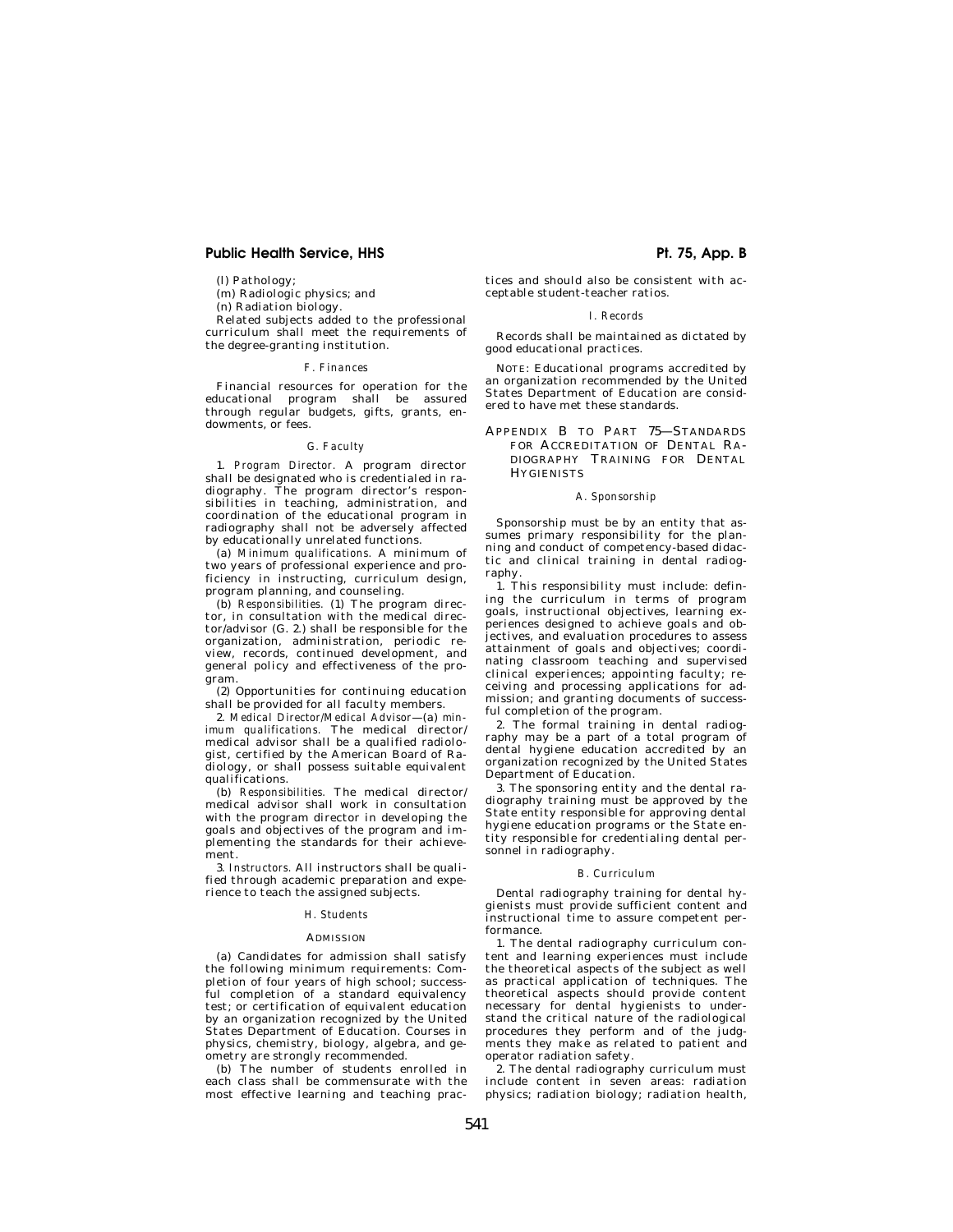(l) Pathology;

(m) Radiologic physics; and

(n) Radiation biology.

Related subjects added to the professional curriculum shall meet the requirements of the degree-granting institution.

#### *F. Finances*

Financial resources for operation for the educational program shall be assured through regular budgets, gifts, grants, endowments, or fees.

#### *G. Faculty*

1. *Program Director.* A program director shall be designated who is credentialed in radiography. The program director's responsibilities in teaching, administration, and coordination of the educational program in radiography shall not be adversely affected by educationally unrelated functions.

(a) *Minimum qualifications.* A minimum of two years of professional experience and proficiency in instructing, curriculum design, program planning, and counseling.

(b) *Responsibilities.* (1) The program director, in consultation with the medical director/advisor (G. 2.) shall be responsible for the organization, administration, periodic review, records, continued development, and general policy and effectiveness of the program.

(2) Opportunities for continuing education shall be provided for all faculty members.

2. *Medical Director/Medical Advisor*—(a) *minimum qualifications.* The medical director/medical advisor shall be a qualified radiologist, certified by the American Board of Radiology, or shall possess suitable equivalent qualifications.

(b) *Responsibilities.* The medical director/medical advisor shall work in consultation with the program director in developing the goals and objectives of the program and implementing the standards for their achievement.

3. *Instructors.* All instructors shall be qualified through academic preparation and experience to teach the assigned subjects.

#### *H. Students*

ADMISSION

(a) Candidates for admission shall satisfy the following minimum requirements: Completion of four years of high school; successful completion of a standard equivalency test; or certification of equivalent education by an organization recognized by the United States Department of Education. Courses in physics, chemistry, biology, algebra, and geometry are strongly recommended.

(b) The number of students enrolled in each class shall be commensurate with the most effective learning and teaching practices and should also be consistent with acceptable student-teacher ratios.

#### *I. Records*

Records shall be maintained as dictated by good educational practices.

NOTE: Educational programs accredited by an organization recommended by the United States Department of Education are considered to have met these standards.

## APPENDIX B TO PART 75—STANDARDS FOR ACCREDITATION OF DENTAL RADIOGRAPHY TRAINING FOR DENTAL HYGIENISTS

#### *A. Sponsorship*

Sponsorship must be by an entity that assumes primary responsibility for the planning and conduct of competency-based didactic and clinical training in dental radiography.

1. This responsibility must include: defining the curriculum in terms of program goals, instructional objectives, learning experiences designed to achieve goals and objectives, and evaluation procedures to assess attainment of goals and objectives; coordinating classroom teaching and supervised clinical experiences; appointing faculty; receiving and processing applications for admission; and granting documents of successful completion of the program.

2. The formal training in dental radiography may be a part of a total program of dental hygiene education accredited by an organization recognized by the United States Department of Education.

3. The sponsoring entity and the dental radiography training must be approved by the State entity responsible for approving dental hygiene education programs or the State entity responsible for credentialing dental personnel in radiography.

#### *B. Curriculum*

Dental radiography training for dental hygienists must provide sufficient content and instructional time to assure competent performance.

1. The dental radiography curriculum content and learning experiences must include the theoretical aspects of the subject as well as practical application of techniques. The theoretical aspects should provide content necessary for dental hygienists to understand the critical nature of the radiological procedures they perform and of the judgments they make as related to patient and operator radiation safety.

2. The dental radiography curriculum must include content in seven areas: radiation physics; radiation biology; radiation health,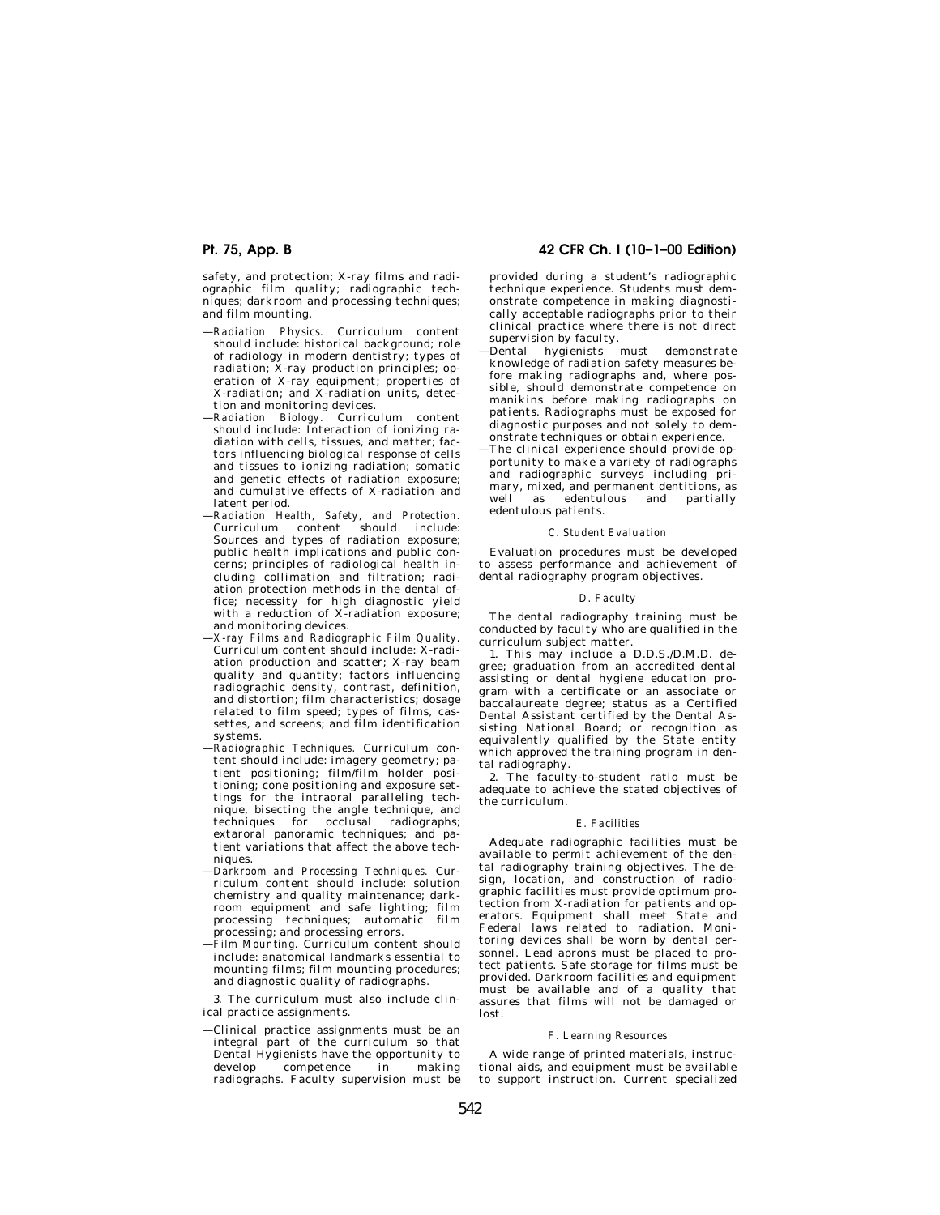safety, and protection; X-ray films and radiographic film quality; radiographic techniques; darkroom and processing techniques; and film mounting.

—*Radiation Physics.* Curriculum content should include: historical background; role of radiology in modern dentistry; types of radiation; X-ray production principles; operation of X-ray equipment; properties of X-radiation; and X-radiation units, detection and monitoring devices.

—*Radiation Biology.* Curriculum content should include: Interaction of ionizing radiation with cells, tissues, and matter; factors influencing biological response of cells and tissues to ionizing radiation; somatic and genetic effects of radiation exposure; and cumulative effects of X-radiation and latent period.

—*Radiation Health, Safety, and Protection.* Curriculum content should include: Sources and types of radiation exposure; public health implications and public concerns; principles of radiological health including collimation and filtration; radiation protection methods in the dental office; necessity for high diagnostic yield with a reduction of X-radiation exposure; and monitoring devices.

—*X-ray Films and Radiographic Film Quality.* Curriculum content should include: X-radiation production and scatter; X-ray beam quality and quantity; factors influencing radiographic density, contrast, definition, and distortion; film characteristics; dosage related to film speed; types of films, cassettes, and screens; and film identification systems.

—*Radiographic Techniques.* Curriculum content should include: imagery geometry; patient positioning; film/film holder positioning; cone positioning and exposure settings for the intraoral paralleling technique, bisecting the angle technique, and techniques for occlusal radiographs; extaroral panoramic techniques; and patient variations that affect the above techniques.

—*Darkroom and Processing Techniques.* Curriculum content should include: solution chemistry and quality maintenance; darkroom equipment and safe lighting; film processing techniques; automatic film processing; and processing errors.

—*Film Mounting.* Curriculum content should include: anatomical landmarks essential to mounting films; film mounting procedures; and diagnostic quality of radiographs.

3. The curriculum must also include clinical practice assignments.

—Clinical practice assignments must be an integral part of the curriculum so that Dental Hygienists have the opportunity to develop competence in making radiographs. Faculty supervision must be provided during a student's radiographic technique experience. Students must demonstrate competence in making diagnostically acceptable radiographs prior to their clinical practice where there is not direct supervision by faculty.

—Dental hygienists must demonstrate knowledge of radiation safety measures before making radiographs and, where possible, should demonstrate competence on manikins before making radiographs on patients. Radiographs must be exposed for diagnostic purposes and not solely to demonstrate techniques or obtain experience.

—The clinical experience should provide opportunity to make a variety of radiographs and radiographic surveys including primary, mixed, and permanent dentitions, as well as edentulous and partially edentulous patients.

### *C. Student Evaluation*

Evaluation procedures must be developed to assess performance and achievement of dental radiography program objectives.

### *D. Faculty*

The dental radiography training must be conducted by faculty who are qualified in the curriculum subject matter.

1. This may include a D.D.S./D.M.D. degree; graduation from an accredited dental assisting or dental hygiene education program with a certificate or an associate or baccalaureate degree; status as a Certified Dental Assistant certified by the Dental Assisting National Board; or recognition as equivalently qualified by the State entity which approved the training program in dental radiography.

2. The faculty-to-student ratio must be adequate to achieve the stated objectives of the curriculum.

### *E. Facilities*

Adequate radiographic facilities must be available to permit achievement of the dental radiography training objectives. The design, location, and construction of radiographic facilities must provide optimum protection from X-radiation for patients and operators. Equipment shall meet State and Federal laws related to radiation. Monitoring devices shall be worn by dental personnel. Lead aprons must be placed to protect patients. Safe storage for films must be provided. Darkroom facilities and equipment must be available and of a quality that assures that films will not be damaged or lost.

### *F. Learning Resources*

A wide range of printed materials, instructional aids, and equipment must be available to support instruction. Current specialized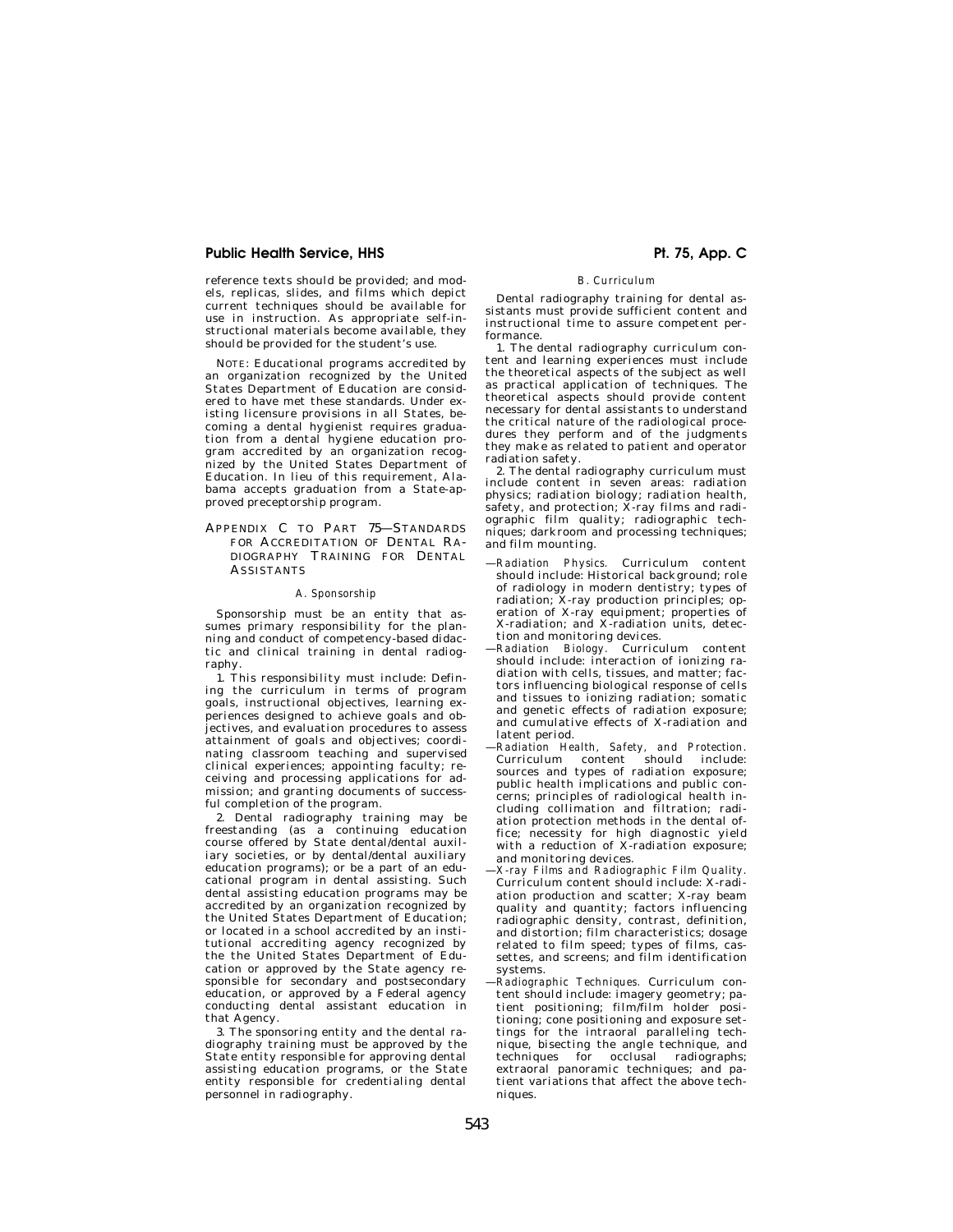reference texts should be provided; and models, replicas, slides, and films which depict current techniques should be available for use in instruction. As appropriate self-instructional materials become available, they should be provided for the student's use.

NOTE: Educational programs accredited by an organization recognized by the United States Department of Education are considered to have met these standards. Under existing licensure provisions in all States, becoming a dental hygienist requires graduation from a dental hygiene education program accredited by an organization recognized by the United States Department of Education. In lieu of this requirement, Alabama accepts graduation from a State-approved preceptorship program.

## APPENDIX C TO PART 75—STANDARDS FOR ACCREDITATION OF DENTAL RADIOGRAPHY TRAINING FOR DENTAL ASSISTANTS

### *A. Sponsorship*

Sponsorship must be an entity that assumes primary responsibility for the planning and conduct of competency-based didactic and clinical training in dental radiography.

1. This responsibility must include: Defining the curriculum in terms of program goals, instructional objectives, learning experiences designed to achieve goals and objectives, and evaluation procedures to assess attainment of goals and objectives; coordinating classroom teaching and supervised clinical experiences; appointing faculty; receiving and processing applications for admission; and granting documents of successful completion of the program.

2. Dental radiography training may be freestanding (as a continuing education course offered by State dental/dental auxiliary societies, or by dental/dental auxiliary education programs); or be a part of an educational program in dental assisting. Such dental assisting education programs may be accredited by an organization recognized by the United States Department of Education; or located in a school accredited by an institutional accrediting agency recognized by the the United States Department of Education or approved by the State agency responsible for secondary and postsecondary education, or approved by a Federal agency conducting dental assistant education in that Agency.

3. The sponsoring entity and the dental radiography training must be approved by the State entity responsible for approving dental assisting education programs, or the State entity responsible for credentialing dental personnel in radiography.

### *B. Curriculum*

Dental radiography training for dental assistants must provide sufficient content and instructional time to assure competent performance.

1. The dental radiography curriculum content and learning experiences must include the theoretical aspects of the subject as well as practical application of techniques. The theoretical aspects should provide content necessary for dental assistants to understand the critical nature of the radiological procedures they perform and of the judgments they make as related to patient and operator radiation safety.

2. The dental radiography curriculum must include content in seven areas: radiation physics; radiation biology; radiation health, safety, and protection; X-ray films and radiographic film quality; radiographic techniques; darkroom and processing techniques; and film mounting.

—*Radiation Physics.* Curriculum content should include: Historical background; role of radiology in modern dentistry; types of radiation; X-ray production principles; operation of X-ray equipment; properties of X-radiation; and X-radiation units, detection and monitoring devices.

—*Radiation Biology.* Curriculum content should include: interaction of ionizing radiation with cells, tissues, and matter; factors influencing biological response of cells and tissues to ionizing radiation; somatic and genetic effects of radiation exposure; and cumulative effects of X-radiation and latent period.

—*Radiation Health, Safety, and Protection.* Curriculum content should include: sources and types of radiation exposure; public health implications and public concerns; principles of radiological health including collimation and filtration; radiation protection methods in the dental office; necessity for high diagnostic yield with a reduction of X-radiation exposure; and monitoring devices.

—*X-ray Films and Radiographic Film Quality.* Curriculum content should include: X-radiation production and scatter; X-ray beam quality and quantity; factors influencing radiographic density, contrast, definition, and distortion; film characteristics; dosage related to film speed; types of films, cassettes, and screens; and film identification systems.

—*Radiographic Techniques.* Curriculum content should include: imagery geometry; patient positioning; film/film holder positioning; cone positioning and exposure settings for the intraoral paralleling technique, bisecting the angle technique, and techniques for occlusal radiographs; extraoral panoramic techniques; and patient variations that affect the above techniques.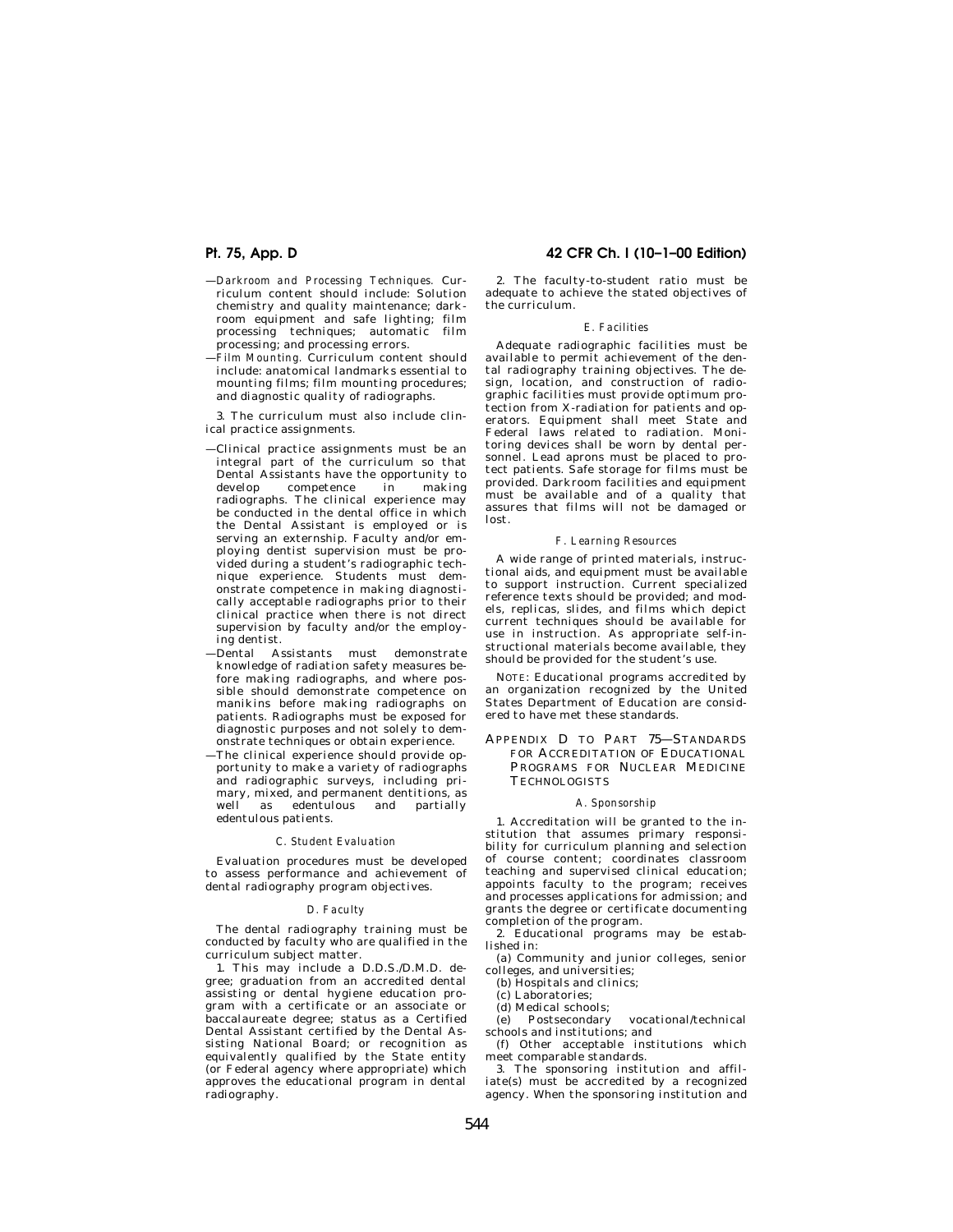—*Darkroom and Processing Techniques.* Curriculum content should include: Solution chemistry and quality maintenance; darkroom equipment and safe lighting; film processing techniques; automatic film processing; and processing errors.

—*Film Mounting.* Curriculum content should include: anatomical landmarks essential to mounting films; film mounting procedures; and diagnostic quality of radiographs.

3. The curriculum must also include clinical practice assignments.

—Clinical practice assignments must be an integral part of the curriculum so that Dental Assistants have the opportunity to develop competence in making radiographs. The clinical experience may be conducted in the dental office in which the Dental Assistant is employed or is serving an externship. Faculty and/or employing dentist supervision must be provided during a student's radiographic technique experience. Students must demonstrate competence in making diagnostically acceptable radiographs prior to their clinical practice when there is not direct supervision by faculty and/or the employing dentist.

—Dental Assistants must demonstrate knowledge of radiation safety measures before making radiographs, and where possible should demonstrate competence on manikins before making radiographs on patients. Radiographs must be exposed for diagnostic purposes and not solely to demonstrate techniques or obtain experience.

—The clinical experience should provide opportunity to make a variety of radiographs and radiographic surveys, including primary, mixed, and permanent dentitions, as well as edentulous and partially edentulous patients.

### *C. Student Evaluation*

Evaluation procedures must be developed to assess performance and achievement of dental radiography program objectives.

### *D. Faculty*

The dental radiography training must be conducted by faculty who are qualified in the curriculum subject matter.

1. This may include a D.D.S./D.M.D. degree; graduation from an accredited dental assisting or dental hygiene education program with a certificate or an associate or baccalaureate degree; status as a Certified Dental Assistant certified by the Dental Assisting National Board; or recognition as equivalently qualified by the State entity (or Federal agency where appropriate) which approves the educational program in dental radiography.

2. The faculty-to-student ratio must be adequate to achieve the stated objectives of the curriculum.

### *E. Facilities*

Adequate radiographic facilities must be available to permit achievement of the dental radiography training objectives. The design, location, and construction of radiographic facilities must provide optimum protection from X-radiation for patients and operators. Equipment shall meet State and Federal laws related to radiation. Monitoring devices shall be worn by dental personnel. Lead aprons must be placed to protect patients. Safe storage for films must be provided. Darkroom facilities and equipment must be available and of a quality that assures that films will not be damaged or lost.

### *F. Learning Resources*

A wide range of printed materials, instructional aids, and equipment must be available to support instruction. Current specialized reference texts should be provided; and models, replicas, slides, and films which depict current techniques should be available for use in instruction. As appropriate self-instructional materials become available, they should be provided for the student's use.

NOTE: Educational programs accredited by an organization recognized by the United States Department of Education are considered to have met these standards.

## APPENDIX D TO PART 75—STANDARDS FOR ACCREDITATION OF EDUCATIONAL PROGRAMS FOR NUCLEAR MEDICINE TECHNOLOGISTS

### *A. Sponsorship*

1. Accreditation will be granted to the institution that assumes primary responsibility for curriculum planning and selection of course content; coordinates classroom teaching and supervised clinical education; appoints faculty to the program; receives and processes applications for admission; and grants the degree or certificate documenting completion of the program.

2. Educational programs may be established in:

(a) Community and junior colleges, senior colleges, and universities;

(b) Hospitals and clinics;

(c) Laboratories;

(d) Medical schools;

(e) Postsecondary vocational/technical schools and institutions; and

(f) Other acceptable institutions which meet comparable standards.

3. The sponsoring institution and affiliate(s) must be accredited by a recognized agency. When the sponsoring institution and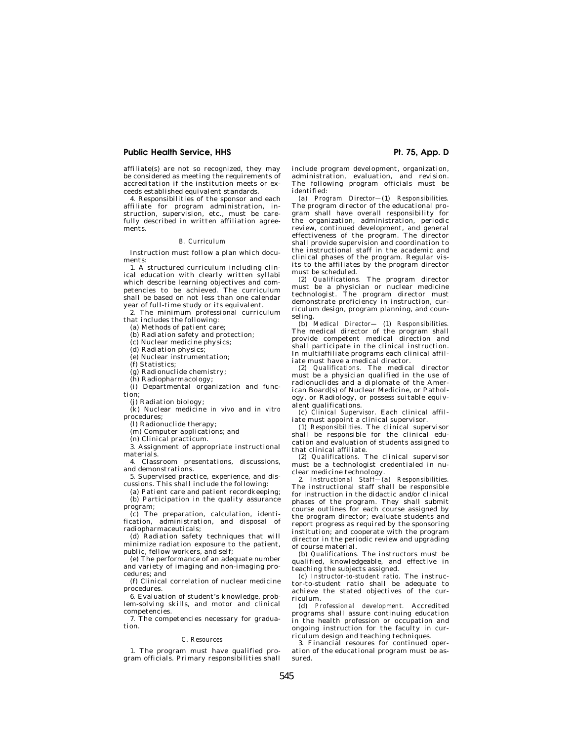affiliate(s) are not so recognized, they may be considered as meeting the requirements of accreditation if the institution meets or exceeds established equivalent standards.

4. Responsibilities of the sponsor and each affiliate for program administration, instruction, supervision, etc., must be carefully described in written affiliation agreements.

### *B. Curriculum*

Instruction must follow a plan which documents:

1. A structured curriculum including clinical education with clearly written syllabi which describe learning objectives and competencies to be achieved. The curriculum shall be based on not less than one calendar year of full-time study or its equivalent.

2. The minimum professional curriculum that includes the following:

(a) Methods of patient care;

(b) Radiation safety and protection;

(c) Nuclear medicine physics;

(d) Radiation physics;

(e) Nuclear instrumentation;

(f) Statistics;

(g) Radionuclide chemistry;

(h) Radiopharmacology;

(i) Departmental organization and function;

(j) Radiation biology;

(k) Nuclear medicine *in vivo* and *in vitro* procedures;

(l) Radionuclide therapy;

(m) Computer applications; and

(n) Clinical practicum.

3. Assignment of appropriate instructional materials.

4. Classroom presentations, discussions, and demonstrations.

5. Supervised practice, experience, and discussions. This shall include the following:

(a) Patient care and patient recordkeeping;

(b) Participation in the quality assurance program;

(c) The preparation, calculation, identification, administration, and disposal of radiopharmaceuticals;

(d) Radiation safety techniques that will minimize radiation exposure to the patient, public, fellow workers, and self;

(e) The performance of an adequate number and variety of imaging and non-imaging procedures; and

(f) Clinical correlation of nuclear medicine procedures.

6. Evaluation of student's knowledge, problem-solving skills, and motor and clinical competencies.

7. The competencies necessary for graduation.

### *C. Resources*

1. The program must have qualified program officials. Primary responsibilities shall include program development, organization, administration, evaluation, and revision. The following program officials must be identified:

(a) *Program Director*—(1) *Responsibilities.* The program director of the educational program shall have overall responsibility for the organization, administration, periodic review, continued development, and general effectiveness of the program. The director shall provide supervision and coordination to the instructional staff in the academic and clinical phases of the program. Regular visits to the affiliates by the program director must be scheduled.

(2) *Qualifications.* The program director must be a physician or nuclear medicine technologist. The program director must demonstrate proficiency in instruction, curriculum design, program planning, and counseling.

(b) *Medical Director*— (1) *Responsibilities.* The medical director of the program shall provide competent medical direction and shall participate in the clinical instruction. In multiaffiliate programs each clinical affiliate must have a medical director.

(2) *Qualifications.* The medical director must be a physician qualified in the use of radionuclides and a diplomate of the American Board(s) of Nuclear Medicine, or Pathology, or Radiology, or possess suitable equivalent qualifications.

(c) *Clinical Supervisor.* Each clinical affiliate must appoint a clinical supervisor.

(1) *Responsibilities.* The clinical supervisor shall be responsible for the clinical education and evaluation of students assigned to that clinical affiliate.

(2) *Qualifications.* The clinical supervisor must be a technologist credentialed in nuclear medicine technology.

2. *Instructional Staff*—(a) *Responsibilities.* The instructional staff shall be responsible for instruction in the didactic and/or clinical phases of the program. They shall submit course outlines for each course assigned by the program director; evaluate students and report progress as required by the sponsoring institution; and cooperate with the program director in the periodic review and upgrading of course material.

(b) *Qualifications.* The instructors must be qualified, knowledgeable, and effective in teaching the subjects assigned.

(c) *Instructor-to-student ratio.* The instructor-to-student ratio shall be adequate to achieve the stated objectives of the curriculum.

(d) *Professional development.* Accredited programs shall assure continuing education in the health profession or occupation and ongoing instruction for the faculty in curriculum design and teaching techniques.

3. Financial resoures for continued operation of the educational program must be assured.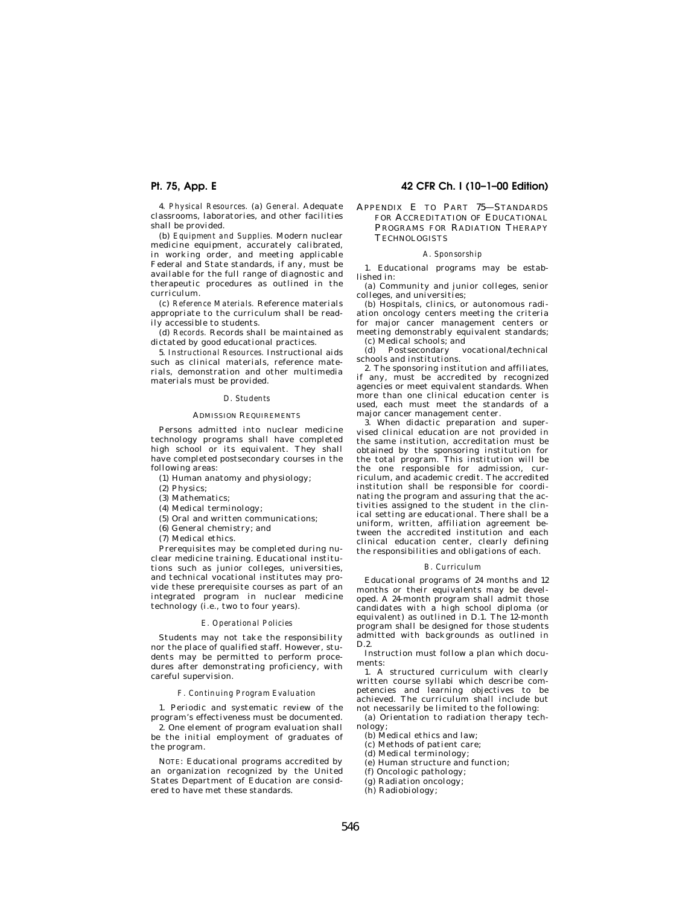4. *Physical Resources.* (a) *General.* Adequate classrooms, laboratories, and other facilities shall be provided.

(b) *Equipment and Supplies.* Modern nuclear medicine equipment, accurately calibrated, in working order, and meeting applicable Federal and State standards, if any, must be available for the full range of diagnostic and therapeutic procedures as outlined in the curriculum.

(c) *Reference Materials.* Reference materials appropriate to the curriculum shall be readily accessible to students.

(d) *Records.* Records shall be maintained as dictated by good educational practices.

5. *Instructional Resources.* Instructional aids such as clinical materials, reference materials, demonstration and other multimedia materials must be provided.

#### *D. Students*

##### ADMISSION REQUIREMENTS

Persons admitted into nuclear medicine technology programs shall have completed high school or its equivalent. They shall have completed postsecondary courses in the following areas:

(1) Human anatomy and physiology;

(2) Physics;

(3) Mathematics;

(4) Medical terminology;

(5) Oral and written communications;

(6) General chemistry; and

(7) Medical ethics.

Prerequisites may be completed during nuclear medicine training. Educational institutions such as junior colleges, universities, and technical vocational institutes may provide these prerequisite courses as part of an integrated program in nuclear medicine technology (i.e., two to four years).

#### *E. Operational Policies*

Students may not take the responsibility nor the place of qualified staff. However, students may be permitted to perform procedures after demonstrating proficiency, with careful supervision.

#### *F. Continuing Program Evaluation*

1. Periodic and systematic review of the program's effectiveness must be documented.

2. One element of program evaluation shall be the initial employment of graduates of the program.

NOTE: Educational programs accredited by an organization recognized by the United States Department of Education are considered to have met these standards.

## APPENDIX E TO PART 75—STANDARDS FOR ACCREDITATION OF EDUCATIONAL PROGRAMS FOR RADIATION THERAPY TECHNOLOGISTS

#### *A. Sponsorship*

1. Educational programs may be established in:

(a) Community and junior colleges, senior colleges, and universities;

(b) Hospitals, clinics, or autonomous radiation oncology centers meeting the criteria for major cancer management centers or meeting demonstrably equivalent standards;

(c) Medical schools; and

(d) Postsecondary vocational/technical schools and institutions.

2. The sponsoring institution and affiliates, if any, must be accredited by recognized agencies or meet equivalent standards. When more than one clinical education center is used, each must meet the standards of a major cancer management center.

3. When didactic preparation and supervised clinical education are not provided in the same institution, accreditation must be obtained by the sponsoring institution for the total program. This institution will be the one responsible for admission, curriculum, and academic credit. The accredited institution shall be responsible for coordinating the program and assuring that the activities assigned to the student in the clinical setting are educational. There shall be a uniform, written, affiliation agreement between the accredited institution and each clinical education center, clearly defining the responsibilities and obligations of each.

#### *B. Curriculum*

Educational programs of 24 months and 12 months or their equivalents may be developed. A 24-month program shall admit those candidates with a high school diploma (or equivalent) as outlined in D.1. The 12-month program shall be designed for those students admitted with backgrounds as outlined in D.2.

Instruction must follow a plan which documents:

1. A structured curriculum with clearly written course syllabi which describe competencies and learning objectives to be achieved. The curriculum shall include but not necessarily be limited to the following:

(a) Orientation to radiation therapy technology;

(b) Medical ethics and law;

(c) Methods of patient care;

(d) Medical terminology;

(e) Human structure and function;

(f) Oncologic pathology;

(g) Radiation oncology;

(h) Radiobiology;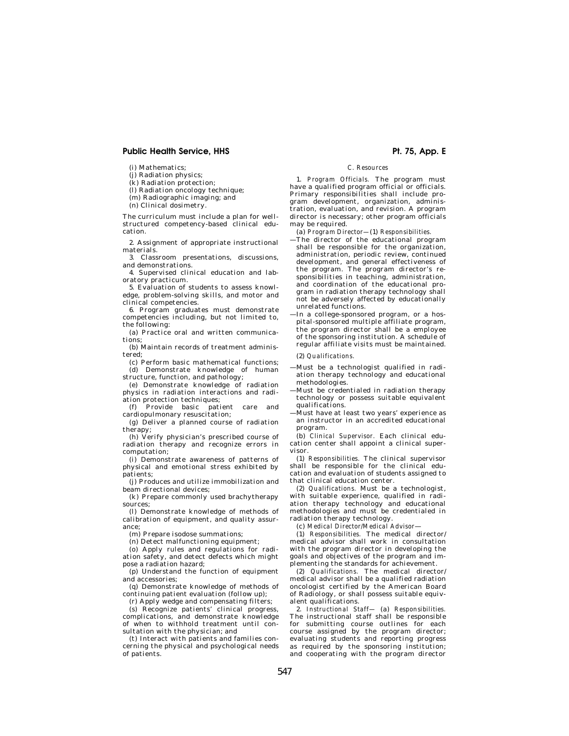(i) Mathematics;

(j) Radiation physics;

(k) Radiation protection;

(l) Radiation oncology technique;

(m) Radiographic imaging; and

(n) Clinical dosimetry.

The curriculum must include a plan for well-structured competency-based clinical education.

2. Assignment of appropriate instructional materials.

3. Classroom presentations, discussions, and demonstrations.

4. Supervised clinical education and laboratory practicum.

5. Evaluation of students to assess knowledge, problem-solving skills, and motor and clinical competencies.

6. Program graduates must demonstrate competencies including, but not limited to, the following:

(a) Practice oral and written communications;

(b) Maintain records of treatment administered;

(c) Perform basic mathematical functions;

(d) Demonstrate knowledge of human structure, function, and pathology;

(e) Demonstrate knowledge of radiation physics in radiation interactions and radiation protection techniques;

(f) Provide basic patient care and cardiopulmonary resuscitation;

(g) Deliver a planned course of radiation therapy;

(h) Verify physician's prescribed course of radiation therapy and recognize errors in computation;

(i) Demonstrate awareness of patterns of physical and emotional stress exhibited by patients;

(j) Produces and utilize immobilization and beam directional devices;

(k) Prepare commonly used brachytherapy sources;

(l) Demonstrate knowledge of methods of calibration of equipment, and quality assurance;

(m) Prepare isodose summations;

(n) Detect malfunctioning equipment;

(o) Apply rules and regulations for radiation safety, and detect defects which might pose a radiation hazard;

(p) Understand the function of equipment and accessories;

(q) Demonstrate knowledge of methods of continuing patient evaluation (follow up);

(r) Apply wedge and compensating filters;

(s) Recognize patients' clinical progress, complications, and demonstrate knowledge of when to withhold treatment until consultation with the physician; and

(t) Interact with patients and families concerning the physical and psychological needs of patients.

*C. Resources*

1. *Program Officials.* The program must have a qualified program official or officials. Primary responsibilities shall include program development, organization, administration, evaluation, and revision. A program director is necessary; other program officials may be required.

(a) *Program Director*—(1) *Responsibilities.*

—The director of the educational program shall be responsible for the organization, administration, periodic review, continued development, and general effectiveness of the program. The program director's responsibilities in teaching, administration, and coordination of the educational program in radiation therapy technology shall not be adversely affected by educationally unrelated functions.

—In a college-sponsored program, or a hospital-sponsored multiple affiliate program, the program director shall be a employee of the sponsoring institution. A schedule of regular affiliate visits must be maintained.

(2) *Qualifications.*

—Must be a technologist qualified in radiation therapy technology and educational methodologies.

—Must be credentialed in radiation therapy technology or possess suitable equivalent qualifications.

—Must have at least two years' experience as an instructor in an accredited educational program.

(b) *Clinical Supervisor.* Each clinical education center shall appoint a clinical supervisor.

(1) *Responsibilities.* The clinical supervisor shall be responsible for the clinical education and evaluation of students assigned to that clinical education center.

(2) *Qualifications.* Must be a technologist, with suitable experience, qualified in radiation therapy technology and educational methodologies and must be credentialed in radiation therapy technology.

(c) *Medical Director/Medical Advisor*—

(1) *Responsibilities.* The medical director/medical advisor shall work in consultation with the program director in developing the goals and objectives of the program and implementing the standards for achievement.

(2) *Qualifications.* The medical director/medical advisor shall be a qualified radiation oncologist certified by the American Board of Radiology, or shall possess suitable equivalent qualifications.

2. *Instructional Staff*— (a) *Responsibilities.* The instructional staff shall be responsible for submitting course outlines for each course assigned by the program director; evaluating students and reporting progress as required by the sponsoring institution; and cooperating with the program director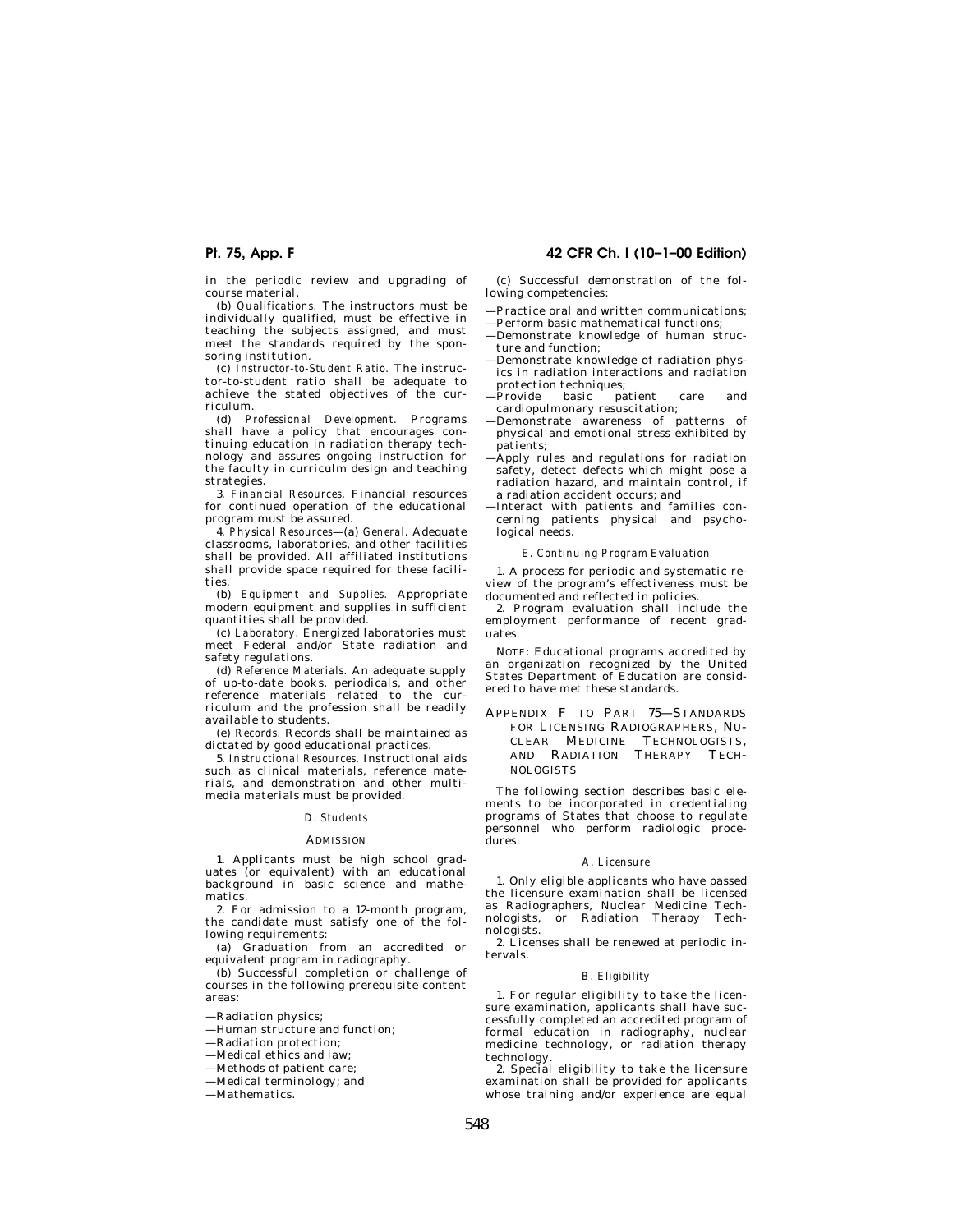in the periodic review and upgrading of course material.

(b) *Qualifications.* The instructors must be individually qualified, must be effective in teaching the subjects assigned, and must meet the standards required by the sponsoring institution.

(c) *Instructor-to-Student Ratio.* The instructor-to-student ratio shall be adequate to achieve the stated objectives of the curriculum.

(d) *Professional Development.* Programs shall have a policy that encourages continuing education in radiation therapy technology and assures ongoing instruction for the faculty in curriculm design and teaching strategies.

3. *Financial Resources.* Financial resources for continued operation of the educational program must be assured.

4. *Physical Resources*—(a) *General.* Adequate classrooms, laboratories, and other facilities shall be provided. All affiliated institutions shall provide space required for these facilities.

(b) *Equipment and Supplies.* Appropriate modern equipment and supplies in sufficient quantities shall be provided.

(c) *Laboratory.* Energized laboratories must meet Federal and/or State radiation and safety regulations.

(d) *Reference Materials.* An adequate supply of up-to-date books, periodicals, and other reference materials related to the curriculum and the profession shall be readily available to students.

(e) *Records.* Records shall be maintained as dictated by good educational practices.

5. *Instructional Resources.* Instructional aids such as clinical materials, reference materials, and demonstration and other multimedia materials must be provided.

### *D. Students*

#### ADMISSION

1. Applicants must be high school graduates (or equivalent) with an educational background in basic science and mathematics.

2. For admission to a 12-month program, the candidate must satisfy one of the following requirements:

(a) Graduation from an accredited or equivalent program in radiography.

(b) Successful completion or challenge of courses in the following prerequisite content areas:

—Radiation physics;
—Human structure and function;
—Radiation protection;
—Medical ethics and law;
—Methods of patient care;
—Medical terminology; and
—Mathematics.

(c) Successful demonstration of the following competencies:

—Practice oral and written communications;
—Perform basic mathematical functions;
—Demonstrate knowledge of human structure and function;
—Demonstrate knowledge of radiation physics in radiation interactions and radiation protection techniques;
—Provide basic patient care and cardiopulmonary resuscitation;
—Demonstrate awareness of patterns of physical and emotional stress exhibited by patients;
—Apply rules and regulations for radiation safety, detect defects which might pose a radiation hazard, and maintain control, if a radiation accident occurs; and
—Interact with patients and families concerning patients physical and psychological needs.

### *E. Continuing Program Evaluation*

1. A process for periodic and systematic review of the program's effectiveness must be documented and reflected in policies.

2. Program evaluation shall include the employment performance of recent graduates.

NOTE: Educational programs accredited by an organization recognized by the United States Department of Education are considered to have met these standards.

## APPENDIX F TO PART 75—STANDARDS FOR LICENSING RADIOGRAPHERS, NUCLEAR MEDICINE TECHNOLOGISTS, AND RADIATION THERAPY TECHNOLOGISTS

The following section describes basic elements to be incorporated in credentialing programs of States that choose to regulate personnel who perform radiologic procedures.

### *A. Licensure*

1. Only eligible applicants who have passed the licensure examination shall be licensed as Radiographers, Nuclear Medicine Technologists, or Radiation Therapy Technologists.

2. Licenses shall be renewed at periodic intervals.

### *B. Eligibility*

1. For regular eligibility to take the licensure examination, applicants shall have successfully completed an accredited program of formal education in radiography, nuclear medicine technology, or radiation therapy technology.

2. Special eligibility to take the licensure examination shall be provided for applicants whose training and/or experience are equal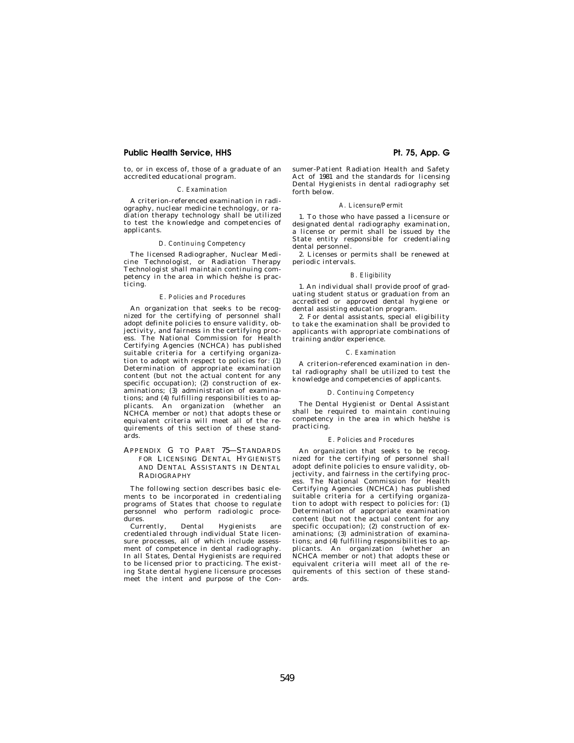to, or in excess of, those of a graduate of an accredited educational program.

*C. Examination*

A criterion-referenced examination in radiography, nuclear medicine technology, or radiation therapy technology shall be utilized to test the knowledge and competencies of applicants.

*D. Continuing Competency*

The licensed Radiographer, Nuclear Medicine Technologist, or Radiation Therapy Technologist shall maintain continuing competency in the area in which he/she is practicing.

*E. Policies and Procedures*

An organization that seeks to be recognized for the certifying of personnel shall adopt definite policies to ensure validity, objectivity, and fairness in the certifying process. The National Commission for Health Certifying Agencies (NCHCA) has published suitable criteria for a certifying organization to adopt with respect to policies for: (1) Determination of appropriate examination content (but not the actual content for any specific occupation); (2) construction of examinations; (3) administration of examinations; and (4) fulfilling responsibilities to applicants. An organization (whether an NCHCA member or not) that adopts these or equivalent criteria will meet all of the requirements of this section of these standards.

## APPENDIX G TO PART 75—STANDARDS FOR LICENSING DENTAL HYGIENISTS AND DENTAL ASSISTANTS IN DENTAL RADIOGRAPHY

The following section describes basic elements to be incorporated in credentialing programs of States that choose to regulate personnel who perform radiologic procedures.

Currently, Dental Hygienists are credentialed through individual State licensure processes, all of which include assessment of competence in dental radiography. In all States, Dental Hygienists are required to be licensed prior to practicing. The existing State dental hygiene licensure processes meet the intent and purpose of the Consumer-Patient Radiation Health and Safety Act of 1981 and the standards for licensing Dental Hygienists in dental radiography set forth below.

*A. Licensure/Permit*

1. To those who have passed a licensure or designated dental radiography examination, a license or permit shall be issued by the State entity responsible for credentialing dental personnel.

2. Licenses or permits shall be renewed at periodic intervals.

*B. Eligibility*

1. An individual shall provide proof of graduating student status or graduation from an accredited or approved dental hygiene or dental assisting education program.

2. For dental assistants, special eligibility to take the examination shall be provided to applicants with appropriate combinations of training and/or experience.

*C. Examination*

A criterion-referenced examination in dental radiography shall be utilized to test the knowledge and competencies of applicants.

*D. Continuing Competency*

The Dental Hygienist or Dental Assistant shall be required to maintain continuing competency in the area in which he/she is practicing.

*E. Policies and Procedures*

An organization that seeks to be recognized for the certifying of personnel shall adopt definite policies to ensure validity, objectivity, and fairness in the certifying process. The National Commission for Health Certifying Agencies (NCHCA) has published suitable criteria for a certifying organization to adopt with respect to policies for: (1) Determination of appropriate examination content (but not the actual content for any specific occupation); (2) construction of examinations; (3) administration of examinations; and (4) fulfilling responsibilities to applicants. An organization (whether an NCHCA member or not) that adopts these or equivalent criteria will meet all of the requirements of this section of these standards.